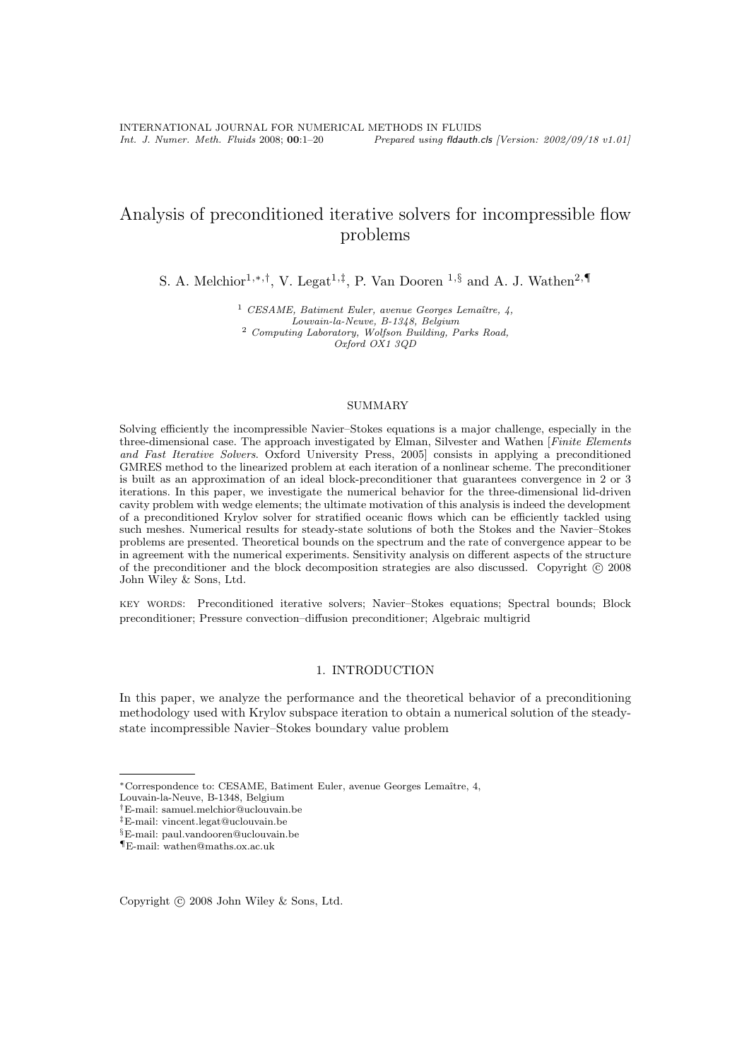# Analysis of preconditioned iterative solvers for incompressible flow problems

S. A. Melchior[1,*,†], V. Legat[1,‡], P. Van Dooren [1,§] and A. J. Wathen[2,¶]

[1] *CESAME, Batiment Euler, avenue Georges Lemaître, 4, Louvain-la-Neuve, B-1348, Belgium*
[2] *Computing Laboratory, Wolfson Building, Parks Road, Oxford OX1 3QD*

## SUMMARY

Solving efficiently the incompressible Navier–Stokes equations is a major challenge, especially in the three-dimensional case. The approach investigated by Elman, Silvester and Wathen [*Finite Elements and Fast Iterative Solvers*. Oxford University Press, 2005] consists in applying a preconditioned GMRES method to the linearized problem at each iteration of a nonlinear scheme. The preconditioner is built as an approximation of an ideal block-preconditioner that guarantees convergence in 2 or 3 iterations. In this paper, we investigate the numerical behavior for the three-dimensional lid-driven cavity problem with wedge elements; the ultimate motivation of this analysis is indeed the development of a preconditioned Krylov solver for stratified oceanic flows which can be efficiently tackled using such meshes. Numerical results for steady-state solutions of both the Stokes and the Navier–Stokes problems are presented. Theoretical bounds on the spectrum and the rate of convergence appear to be in agreement with the numerical experiments. Sensitivity analysis on different aspects of the structure of the preconditioner and the block decomposition strategies are also discussed. Copyright © 2008 John Wiley & Sons, Ltd.

KEY WORDS: Preconditioned iterative solvers; Navier–Stokes equations; Spectral bounds; Block preconditioner; Pressure convection–diffusion preconditioner; Algebraic multigrid

## 1. INTRODUCTION

In this paper, we analyze the performance and the theoretical behavior of a preconditioning methodology used with Krylov subspace iteration to obtain a numerical solution of the steady-state incompressible Navier–Stokes boundary value problem

---

*Correspondence to: CESAME, Batiment Euler, avenue Georges Lemaître, 4, Louvain-la-Neuve, B-1348, Belgium

†E-mail: samuel.melchior@uclouvain.be

‡E-mail: vincent.legat@uclouvain.be

§E-mail: paul.vandooren@uclouvain.be

¶E-mail: wathen@maths.ox.ac.uk

Copyright © 2008 John Wiley & Sons, Ltd.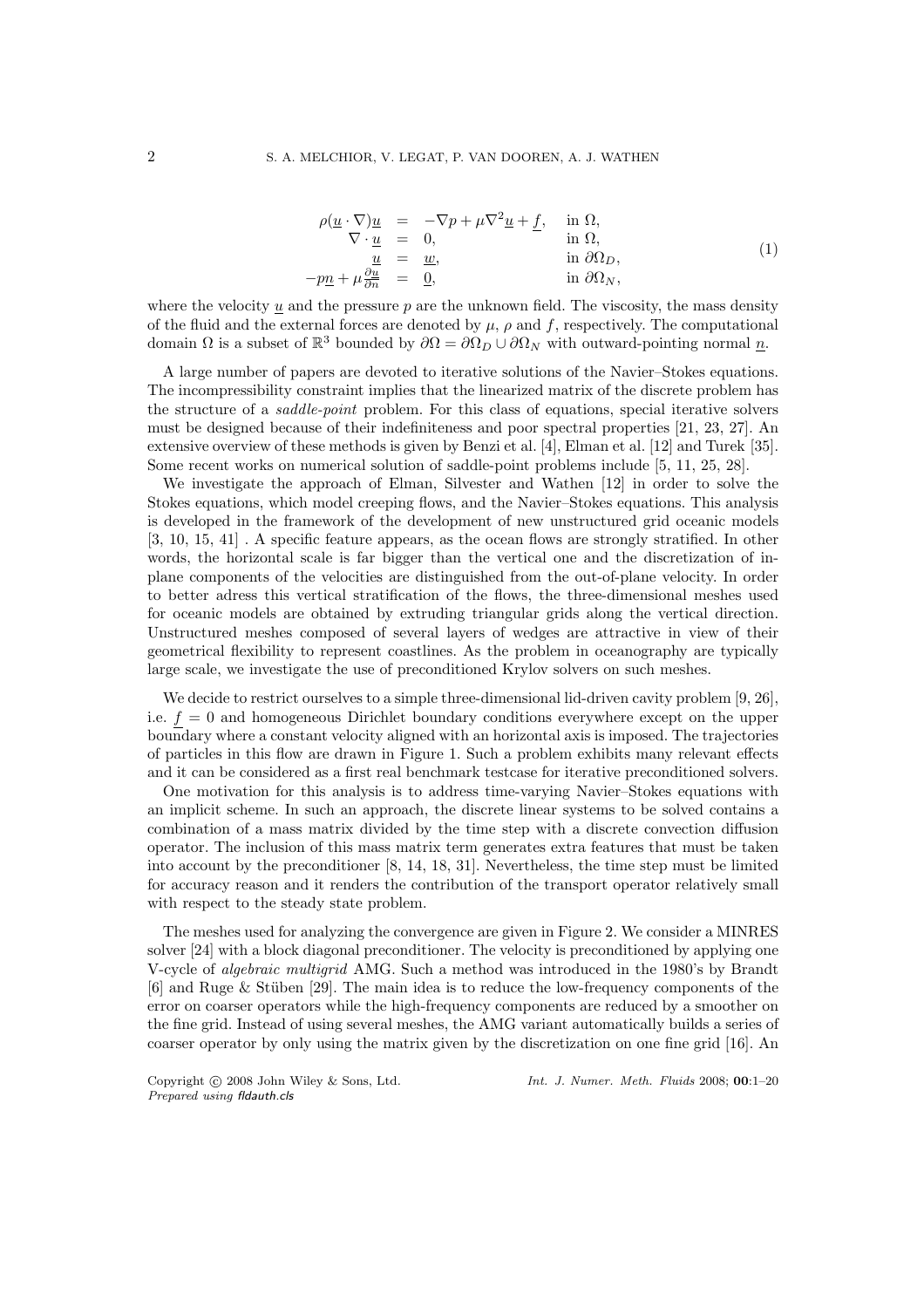$$
\begin{array}{rcll}
\rho(\underline{u} \cdot \nabla)\underline{u} & = & -\nabla p + \mu \nabla^2 \underline{u} + \underline{f}, & \text{in } \Omega, \\
\nabla \cdot \underline{u} & = & 0, & \text{in } \Omega, \\
\underline{u} & = & \underline{w}, & \text{in } \partial\Omega_D, \\
-p\underline{n} + \mu \frac{\partial \underline{u}}{\partial n} & = & \underline{0}, & \text{in } \partial\Omega_N,
\end{array}
\tag{1}
$$

where the velocity $\underline{u}$ and the pressure $p$ are the unknown field. The viscosity, the mass density of the fluid and the external forces are denoted by $\mu$, $\rho$ and $f$, respectively. The computational domain $\Omega$ is a subset of $\mathbb{R}^3$ bounded by $\partial\Omega = \partial\Omega_D \cup \partial\Omega_N$ with outward-pointing normal $\underline{n}$.

A large number of papers are devoted to iterative solutions of the Navier–Stokes equations. The incompressibility constraint implies that the linearized matrix of the discrete problem has the structure of a *saddle-point* problem. For this class of equations, special iterative solvers must be designed because of their indefiniteness and poor spectral properties [21, 23, 27]. An extensive overview of these methods is given by Benzi et al. [4], Elman et al. [12] and Turek [35]. Some recent works on numerical solution of saddle-point problems include [5, 11, 25, 28].

We investigate the approach of Elman, Silvester and Wathen [12] in order to solve the Stokes equations, which model creeping flows, and the Navier–Stokes equations. This analysis is developed in the framework of the development of new unstructured grid oceanic models [3, 10, 15, 41] . A specific feature appears, as the ocean flows are strongly stratified. In other words, the horizontal scale is far bigger than the vertical one and the discretization of in-plane components of the velocities are distinguished from the out-of-plane velocity. In order to better adress this vertical stratification of the flows, the three-dimensional meshes used for oceanic models are obtained by extruding triangular grids along the vertical direction. Unstructured meshes composed of several layers of wedges are attractive in view of their geometrical flexibility to represent coastlines. As the problem in oceanography are typically large scale, we investigate the use of preconditioned Krylov solvers on such meshes.

We decide to restrict ourselves to a simple three-dimensional lid-driven cavity problem [9, 26], i.e. $\underline{f} = 0$ and homogeneous Dirichlet boundary conditions everywhere except on the upper boundary where a constant velocity aligned with an horizontal axis is imposed. The trajectories of particles in this flow are drawn in Figure 1. Such a problem exhibits many relevant effects and it can be considered as a first real benchmark testcase for iterative preconditioned solvers.

One motivation for this analysis is to address time-varying Navier–Stokes equations with an implicit scheme. In such an approach, the discrete linear systems to be solved contains a combination of a mass matrix divided by the time step with a discrete convection diffusion operator. The inclusion of this mass matrix term generates extra features that must be taken into account by the preconditioner [8, 14, 18, 31]. Nevertheless, the time step must be limited for accuracy reason and it renders the contribution of the transport operator relatively small with respect to the steady state problem.

The meshes used for analyzing the convergence are given in Figure 2. We consider a MINRES solver [24] with a block diagonal preconditioner. The velocity is preconditioned by applying one V-cycle of *algebraic multigrid* AMG. Such a method was introduced in the 1980's by Brandt [6] and Ruge & Stüben [29]. The main idea is to reduce the low-frequency components of the error on coarser operators while the high-frequency components are reduced by a smoother on the fine grid. Instead of using several meshes, the AMG variant automatically builds a series of coarser operator by only using the matrix given by the discretization on one fine grid [16]. An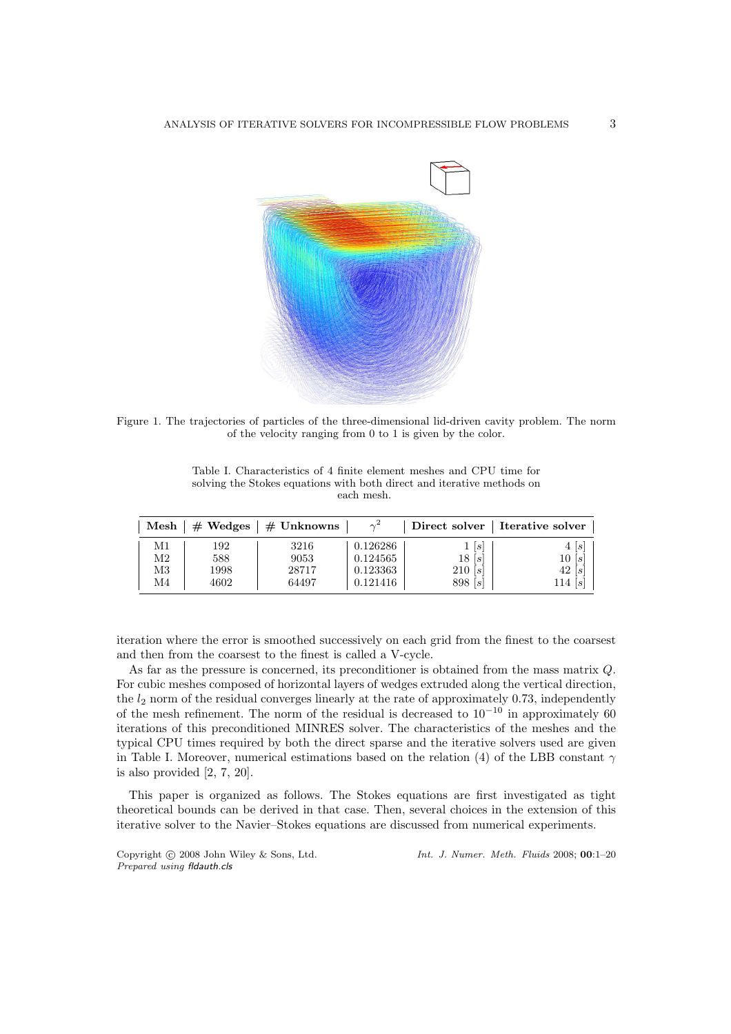Figure 1. The trajectories of particles of the three-dimensional lid-driven cavity problem. The norm of the velocity ranging from 0 to 1 is given by the color.

Table I. Characteristics of 4 finite element meshes and CPU time for solving the Stokes equations with both direct and iterative methods on each mesh.

| Mesh | # Wedges | # Unknowns | $\gamma^2$ | Direct solver | Iterative solver |
|---|---|---|---|---|---|
| M1 | 192 | 3216 | 0.126286 | 1 $[s]$ | 4 $[s]$ |
| M2 | 588 | 9053 | 0.124565 | 18 $[s]$ | 10 $[s]$ |
| M3 | 1998 | 28717 | 0.123363 | 210 $[s]$ | 42 $[s]$ |
| M4 | 4602 | 64497 | 0.121416 | 898 $[s]$ | 114 $[s]$ |

iteration where the error is smoothed successively on each grid from the finest to the coarsest and then from the coarsest to the finest is called a V-cycle.

As far as the pressure is concerned, its preconditioner is obtained from the mass matrix $Q$. For cubic meshes composed of horizontal layers of wedges extruded along the vertical direction, the $l_2$ norm of the residual converges linearly at the rate of approximately 0.73, independently of the mesh refinement. The norm of the residual is decreased to $10^{-10}$ in approximately 60 iterations of this preconditioned MINRES solver. The characteristics of the meshes and the typical CPU times required by both the direct sparse and the iterative solvers used are given in Table I. Moreover, numerical estimations based on the relation (4) of the LBB constant $\gamma$ is also provided [2, 7, 20].

This paper is organized as follows. The Stokes equations are first investigated as tight theoretical bounds can be derived in that case. Then, several choices in the extension of this iterative solver to the Navier–Stokes equations are discussed from numerical experiments.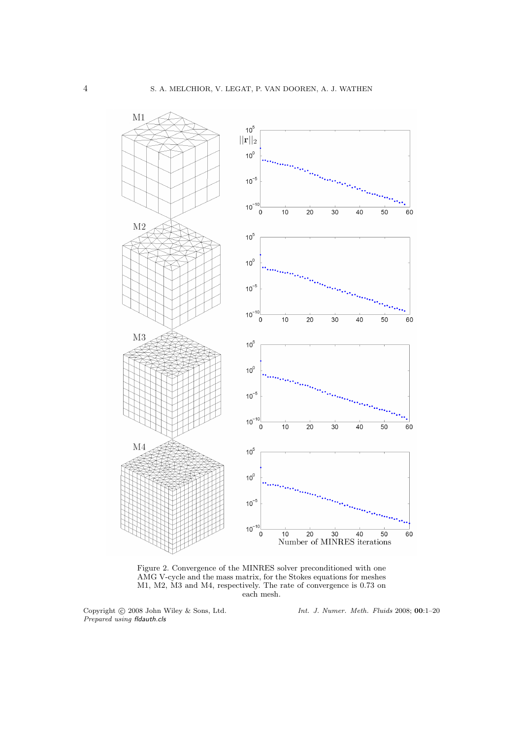Figure 2. Convergence of the MINRES solver preconditioned with one AMG V-cycle and the mass matrix, for the Stokes equations for meshes M1, M2, M3 and M4, respectively. The rate of convergence is 0.73 on each mesh.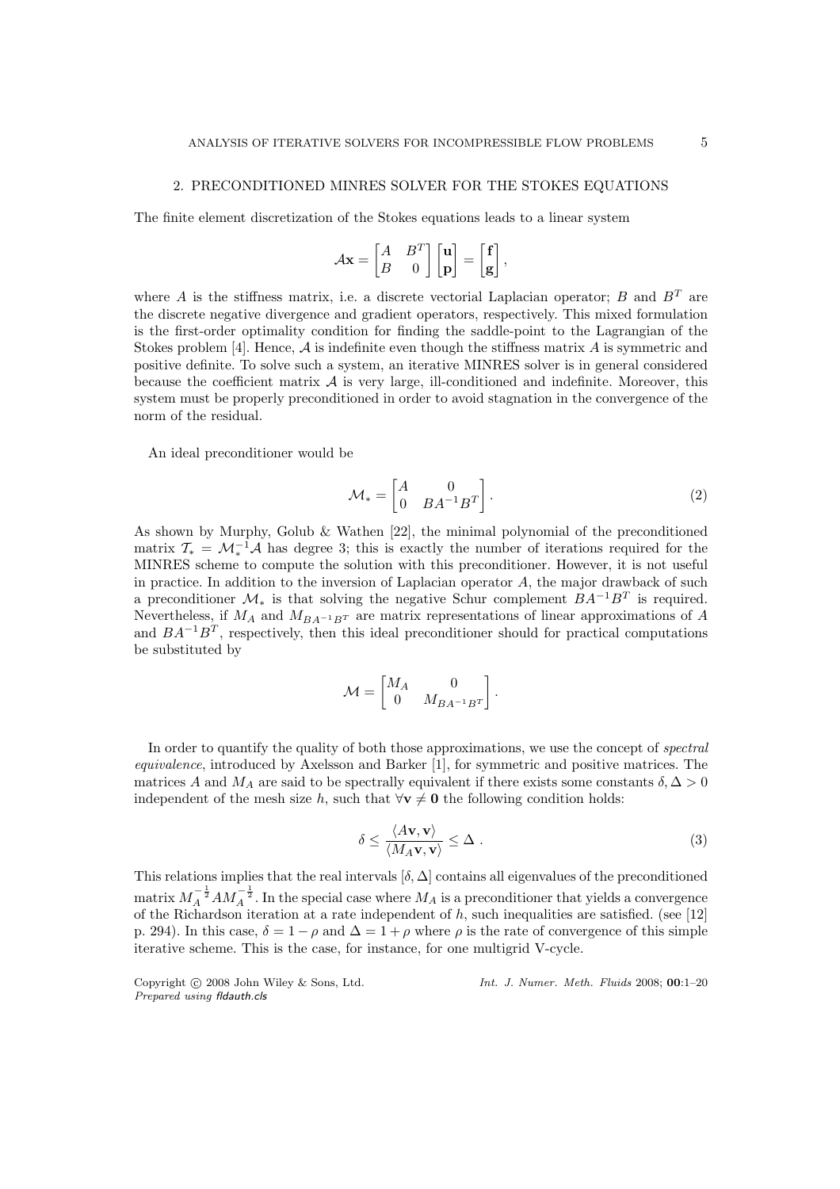## 2. PRECONDITIONED MINRES SOLVER FOR THE STOKES EQUATIONS

The finite element discretization of the Stokes equations leads to a linear system

$$\mathcal{A}\mathbf{x} = \begin{bmatrix} A & B^T \\ B & 0 \end{bmatrix} \begin{bmatrix} \mathbf{u} \\ \mathbf{p} \end{bmatrix} = \begin{bmatrix} \mathbf{f} \\ \mathbf{g} \end{bmatrix},$$

where $A$ is the stiffness matrix, i.e. a discrete vectorial Laplacian operator; $B$ and $B^T$ are the discrete negative divergence and gradient operators, respectively. This mixed formulation is the first-order optimality condition for finding the saddle-point to the Lagrangian of the Stokes problem [4]. Hence, $\mathcal{A}$ is indefinite even though the stiffness matrix $A$ is symmetric and positive definite. To solve such a system, an iterative MINRES solver is in general considered because the coefficient matrix $\mathcal{A}$ is very large, ill-conditioned and indefinite. Moreover, this system must be properly preconditioned in order to avoid stagnation in the convergence of the norm of the residual.

An ideal preconditioner would be

$$\mathcal{M}_* = \begin{bmatrix} A & 0 \\ 0 & BA^{-1}B^T \end{bmatrix}. \tag{2}$$

As shown by Murphy, Golub & Wathen [22], the minimal polynomial of the preconditioned matrix $\mathcal{T}_* = \mathcal{M}_*^{-1}\mathcal{A}$ has degree 3; this is exactly the number of iterations required for the MINRES scheme to compute the solution with this preconditioner. However, it is not useful in practice. In addition to the inversion of Laplacian operator $A$, the major drawback of such a preconditioner $\mathcal{M}_*$ is that solving the negative Schur complement $BA^{-1}B^T$ is required. Nevertheless, if $M_A$ and $M_{BA^{-1}B^T}$ are matrix representations of linear approximations of $A$ and $BA^{-1}B^T$, respectively, then this ideal preconditioner should for practical computations be substituted by

$$\mathcal{M} = \begin{bmatrix} M_A & 0 \\ 0 & M_{BA^{-1}B^T} \end{bmatrix}.$$

In order to quantify the quality of both those approximations, we use the concept of *spectral equivalence*, introduced by Axelsson and Barker [1], for symmetric and positive matrices. The matrices $A$ and $M_A$ are said to be spectrally equivalent if there exists some constants $\delta, \Delta > 0$ independent of the mesh size $h$, such that $\forall \mathbf{v} \neq \mathbf{0}$ the following condition holds:

$$\delta \leq \frac{\langle A\mathbf{v}, \mathbf{v}\rangle}{\langle M_A\mathbf{v}, \mathbf{v}\rangle} \leq \Delta \; . \tag{3}$$

This relations implies that the real intervals $[\delta, \Delta]$ contains all eigenvalues of the preconditioned matrix $M_A^{-\frac{1}{2}} A M_A^{-\frac{1}{2}}$. In the special case where $M_A$ is a preconditioner that yields a convergence of the Richardson iteration at a rate independent of $h$, such inequalities are satisfied. (see [12] p. 294). In this case, $\delta = 1 - \rho$ and $\Delta = 1 + \rho$ where $\rho$ is the rate of convergence of this simple iterative scheme. This is the case, for instance, for one multigrid V-cycle.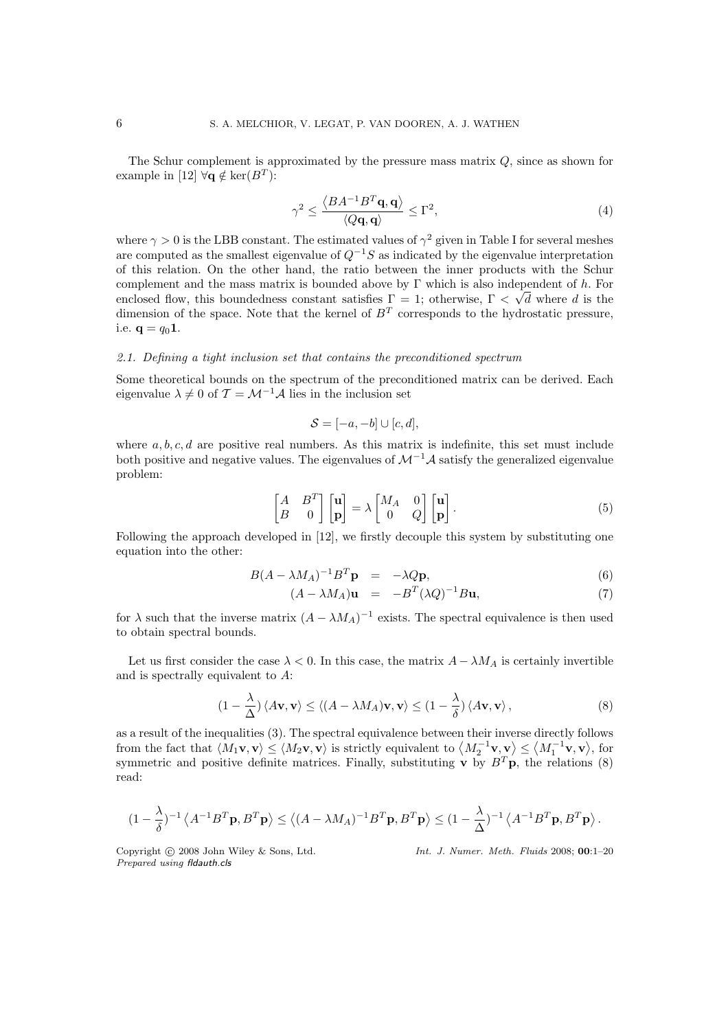The Schur complement is approximated by the pressure mass matrix $Q$, since as shown for example in [12] $\forall \mathbf{q} \notin \ker(B^T)$:

$$\gamma^2 \leq \frac{\langle BA^{-1}B^T\mathbf{q}, \mathbf{q}\rangle}{\langle Q\mathbf{q}, \mathbf{q}\rangle} \leq \Gamma^2, \tag{4}$$

where $\gamma > 0$ is the LBB constant. The estimated values of $\gamma^2$ given in Table I for several meshes are computed as the smallest eigenvalue of $Q^{-1}S$ as indicated by the eigenvalue interpretation of this relation. On the other hand, the ratio between the inner products with the Schur complement and the mass matrix is bounded above by $\Gamma$ which is also independent of $h$. For enclosed flow, this boundedness constant satisfies $\Gamma = 1$; otherwise, $\Gamma < \sqrt{d}$ where $d$ is the dimension of the space. Note that the kernel of $B^T$ corresponds to the hydrostatic pressure, i.e. $\mathbf{q} = q_0\mathbf{1}$.

### 2.1. Defining a tight inclusion set that contains the preconditioned spectrum

Some theoretical bounds on the spectrum of the preconditioned matrix can be derived. Each eigenvalue $\lambda \neq 0$ of $\mathcal{T} = \mathcal{M}^{-1}\mathcal{A}$ lies in the inclusion set

$$\mathcal{S} = [-a, -b] \cup [c, d],$$

where $a, b, c, d$ are positive real numbers. As this matrix is indefinite, this set must include both positive and negative values. The eigenvalues of $\mathcal{M}^{-1}\mathcal{A}$ satisfy the generalized eigenvalue problem:

$$\begin{bmatrix} A & B^T \\ B & 0 \end{bmatrix} \begin{bmatrix} \mathbf{u} \\ \mathbf{p} \end{bmatrix} = \lambda \begin{bmatrix} M_A & 0 \\ 0 & Q \end{bmatrix} \begin{bmatrix} \mathbf{u} \\ \mathbf{p} \end{bmatrix}. \tag{5}$$

Following the approach developed in [12], we firstly decouple this system by substituting one equation into the other:

$$B(A - \lambda M_A)^{-1}B^T\mathbf{p} = -\lambda Q\mathbf{p}, \tag{6}$$

$$(A - \lambda M_A)\mathbf{u} = -B^T(\lambda Q)^{-1}B\mathbf{u}, \tag{7}$$

for $\lambda$ such that the inverse matrix $(A - \lambda M_A)^{-1}$ exists. The spectral equivalence is then used to obtain spectral bounds.

Let us first consider the case $\lambda < 0$. In this case, the matrix $A - \lambda M_A$ is certainly invertible and is spectrally equivalent to $A$:

$$(1 - \frac{\lambda}{\Delta})\langle A\mathbf{v}, \mathbf{v}\rangle \leq \langle (A - \lambda M_A)\mathbf{v}, \mathbf{v}\rangle \leq (1 - \frac{\lambda}{\delta})\langle A\mathbf{v}, \mathbf{v}\rangle, \tag{8}$$

as a result of the inequalities (3). The spectral equivalence between their inverse directly follows from the fact that $\langle M_1\mathbf{v}, \mathbf{v}\rangle \leq \langle M_2\mathbf{v}, \mathbf{v}\rangle$ is strictly equivalent to $\langle M_2^{-1}\mathbf{v}, \mathbf{v}\rangle \leq \langle M_1^{-1}\mathbf{v}, \mathbf{v}\rangle$, for symmetric and positive definite matrices. Finally, substituting $\mathbf{v}$ by $B^T\mathbf{p}$, the relations (8) read:

$$(1 - \frac{\lambda}{\delta})^{-1}\langle A^{-1}B^T\mathbf{p}, B^T\mathbf{p}\rangle \leq \langle (A - \lambda M_A)^{-1}B^T\mathbf{p}, B^T\mathbf{p}\rangle \leq (1 - \frac{\lambda}{\Delta})^{-1}\langle A^{-1}B^T\mathbf{p}, B^T\mathbf{p}\rangle.$$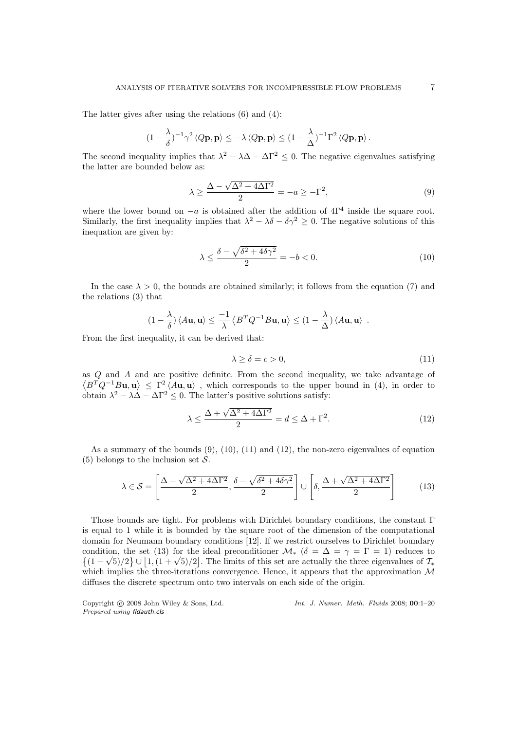The latter gives after using the relations (6) and (4):

$$(1 - \frac{\lambda}{\delta})^{-1}\gamma^2 \langle Q\mathbf{p}, \mathbf{p}\rangle \leq -\lambda \langle Q\mathbf{p}, \mathbf{p}\rangle \leq (1 - \frac{\lambda}{\Delta})^{-1}\Gamma^2 \langle Q\mathbf{p}, \mathbf{p}\rangle .$$

The second inequality implies that $\lambda^2 - \lambda\Delta - \Delta\Gamma^2 \leq 0$. The negative eigenvalues satisfying the latter are bounded below as:

$$\lambda \geq \frac{\Delta - \sqrt{\Delta^2 + 4\Delta\Gamma^2}}{2} = -a \geq -\Gamma^2, \tag{9}$$

where the lower bound on $-a$ is obtained after the addition of $4\Gamma^4$ inside the square root. Similarly, the first inequality implies that $\lambda^2 - \lambda\delta - \delta\gamma^2 \geq 0$. The negative solutions of this inequation are given by:

$$\lambda \leq \frac{\delta - \sqrt{\delta^2 + 4\delta\gamma^2}}{2} = -b < 0. \tag{10}$$

In the case $\lambda > 0$, the bounds are obtained similarly; it follows from the equation (7) and the relations (3) that

$$(1 - \frac{\lambda}{\delta}) \langle A\mathbf{u}, \mathbf{u}\rangle \leq \frac{-1}{\lambda} \left\langle B^T Q^{-1} B\mathbf{u}, \mathbf{u}\right\rangle \leq (1 - \frac{\lambda}{\Delta}) \langle A\mathbf{u}, \mathbf{u}\rangle \ .$$

From the first inequality, it can be derived that:

$$\lambda \geq \delta = c > 0, \tag{11}$$

as $Q$ and $A$ and are positive definite. From the second inequality, we take advantage of $\left\langle B^T Q^{-1} B\mathbf{u}, \mathbf{u}\right\rangle \leq \Gamma^2 \langle A\mathbf{u}, \mathbf{u}\rangle$ , which corresponds to the upper bound in (4), in order to obtain $\lambda^2 - \lambda\Delta - \Delta\Gamma^2 \leq 0$. The latter's positive solutions satisfy:

$$\lambda \leq \frac{\Delta + \sqrt{\Delta^2 + 4\Delta\Gamma^2}}{2} = d \leq \Delta + \Gamma^2. \tag{12}$$

As a summary of the bounds (9), (10), (11) and (12), the non-zero eigenvalues of equation (5) belongs to the inclusion set $\mathcal{S}$.

$$\lambda \in \mathcal{S} = \left[\frac{\Delta - \sqrt{\Delta^2 + 4\Delta\Gamma^2}}{2}, \frac{\delta - \sqrt{\delta^2 + 4\delta\gamma^2}}{2}\right] \cup \left[\delta, \frac{\Delta + \sqrt{\Delta^2 + 4\Delta\Gamma^2}}{2}\right] \tag{13}$$

Those bounds are tight. For problems with Dirichlet boundary conditions, the constant $\Gamma$ is equal to 1 while it is bounded by the square root of the dimension of the computational domain for Neumann boundary conditions [12]. If we restrict ourselves to Dirichlet boundary condition, the set (13) for the ideal preconditioner $\mathcal{M}_*$ ($\delta = \Delta = \gamma = \Gamma = 1$) reduces to $\left\{(1 - \sqrt{5})/2\right\} \cup \left[1, (1 + \sqrt{5})/2\right]$. The limits of this set are actually the three eigenvalues of $\mathcal{T}_*$ which implies the three-iterations convergence. Hence, it appears that the approximation $\mathcal{M}$ diffuses the discrete spectrum onto two intervals on each side of the origin.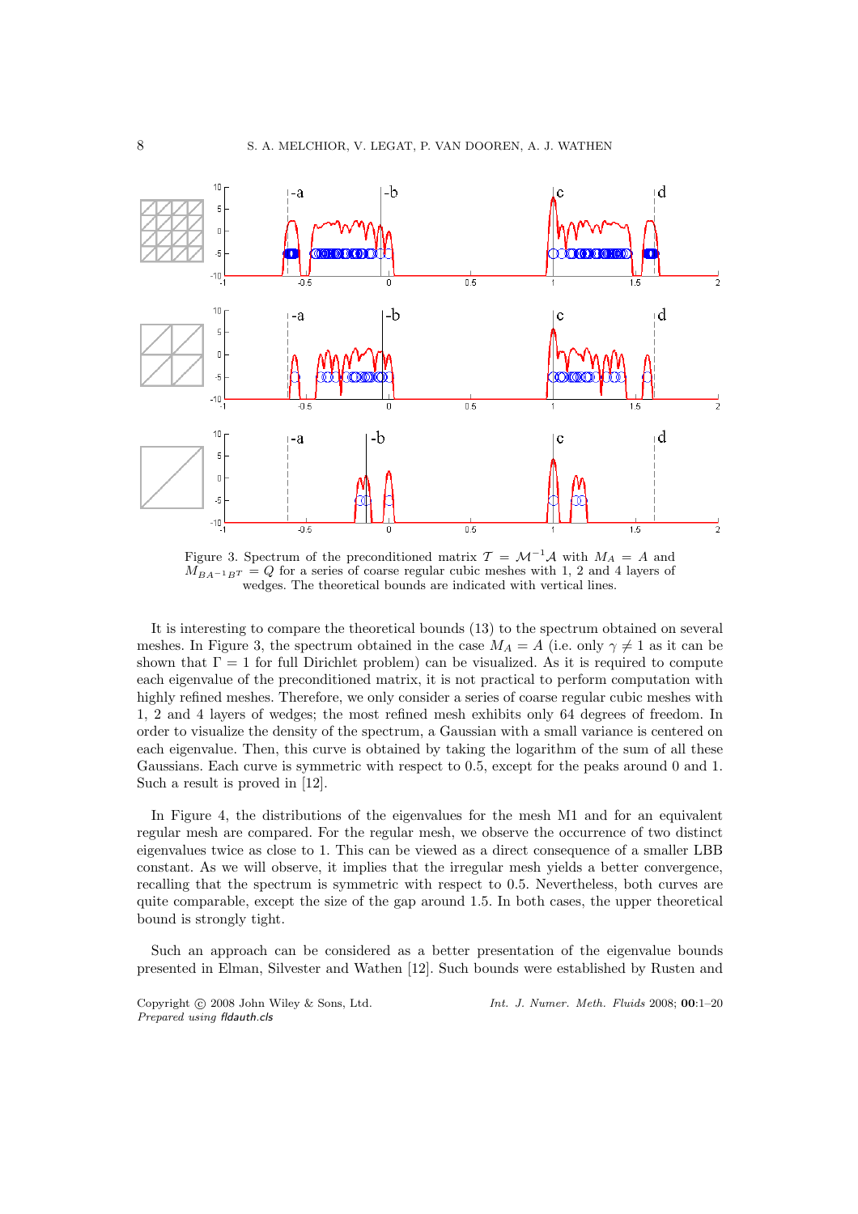Figure 3. Spectrum of the preconditioned matrix $\mathcal{T} = \mathcal{M}^{-1}\mathcal{A}$ with $M_A = A$ and $M_{BA^{-1}B^T} = Q$ for a series of coarse regular cubic meshes with 1, 2 and 4 layers of wedges. The theoretical bounds are indicated with vertical lines.

It is interesting to compare the theoretical bounds (13) to the spectrum obtained on several meshes. In Figure 3, the spectrum obtained in the case $M_A = A$ (i.e. only $\gamma \neq 1$ as it can be shown that $\Gamma = 1$ for full Dirichlet problem) can be visualized. As it is required to compute each eigenvalue of the preconditioned matrix, it is not practical to perform computation with highly refined meshes. Therefore, we only consider a series of coarse regular cubic meshes with 1, 2 and 4 layers of wedges; the most refined mesh exhibits only 64 degrees of freedom. In order to visualize the density of the spectrum, a Gaussian with a small variance is centered on each eigenvalue. Then, this curve is obtained by taking the logarithm of the sum of all these Gaussians. Each curve is symmetric with respect to 0.5, except for the peaks around 0 and 1. Such a result is proved in [12].

In Figure 4, the distributions of the eigenvalues for the mesh M1 and for an equivalent regular mesh are compared. For the regular mesh, we observe the occurrence of two distinct eigenvalues twice as close to 1. This can be viewed as a direct consequence of a smaller LBB constant. As we will observe, it implies that the irregular mesh yields a better convergence, recalling that the spectrum is symmetric with respect to 0.5. Nevertheless, both curves are quite comparable, except the size of the gap around 1.5. In both cases, the upper theoretical bound is strongly tight.

Such an approach can be considered as a better presentation of the eigenvalue bounds presented in Elman, Silvester and Wathen [12]. Such bounds were established by Rusten and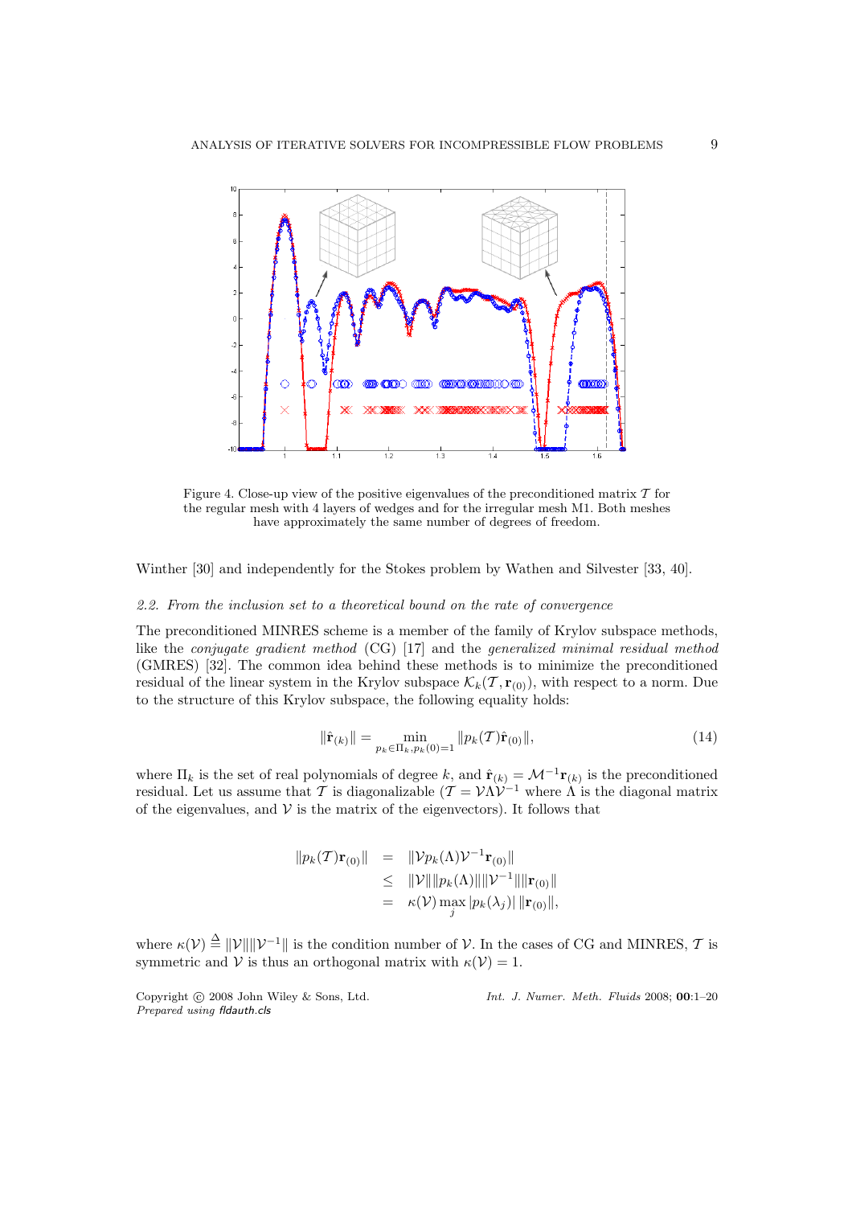Figure 4. Close-up view of the positive eigenvalues of the preconditioned matrix $\mathcal{T}$ for the regular mesh with 4 layers of wedges and for the irregular mesh M1. Both meshes have approximately the same number of degrees of freedom.

Winther [30] and independently for the Stokes problem by Wathen and Silvester [33, 40].

### *2.2. From the inclusion set to a theoretical bound on the rate of convergence*

The preconditioned MINRES scheme is a member of the family of Krylov subspace methods, like the *conjugate gradient method* (CG) [17] and the *generalized minimal residual method* (GMRES) [32]. The common idea behind these methods is to minimize the preconditioned residual of the linear system in the Krylov subspace $\mathcal{K}_k(\mathcal{T}, \mathbf{r}_{(0)})$, with respect to a norm. Due to the structure of this Krylov subspace, the following equality holds:

$$\|\hat{\mathbf{r}}_{(k)}\| = \min_{p_k \in \Pi_k, p_k(0)=1} \|p_k(\mathcal{T})\hat{\mathbf{r}}_{(0)}\|, \tag{14}$$

where $\Pi_k$ is the set of real polynomials of degree $k$, and $\hat{\mathbf{r}}_{(k)} = \mathcal{M}^{-1}\mathbf{r}_{(k)}$ is the preconditioned residual. Let us assume that $\mathcal{T}$ is diagonalizable ($\mathcal{T} = \mathcal{V}\Lambda\mathcal{V}^{-1}$ where $\Lambda$ is the diagonal matrix of the eigenvalues, and $\mathcal{V}$ is the matrix of the eigenvectors). It follows that

$$\begin{aligned}
\|p_k(\mathcal{T})\mathbf{r}_{(0)}\| &= \|\mathcal{V}p_k(\Lambda)\mathcal{V}^{-1}\mathbf{r}_{(0)}\| \\
&\leq \|\mathcal{V}\|\|p_k(\Lambda)\|\|\mathcal{V}^{-1}\|\|\mathbf{r}_{(0)}\| \\
&= \kappa(\mathcal{V}) \max_j |p_k(\lambda_j)| \, \|\mathbf{r}_{(0)}\|,
\end{aligned}$$

where $\kappa(\mathcal{V}) \triangleq \|\mathcal{V}\|\|\mathcal{V}^{-1}\|$ is the condition number of $\mathcal{V}$. In the cases of CG and MINRES, $\mathcal{T}$ is symmetric and $\mathcal{V}$ is thus an orthogonal matrix with $\kappa(\mathcal{V}) = 1$.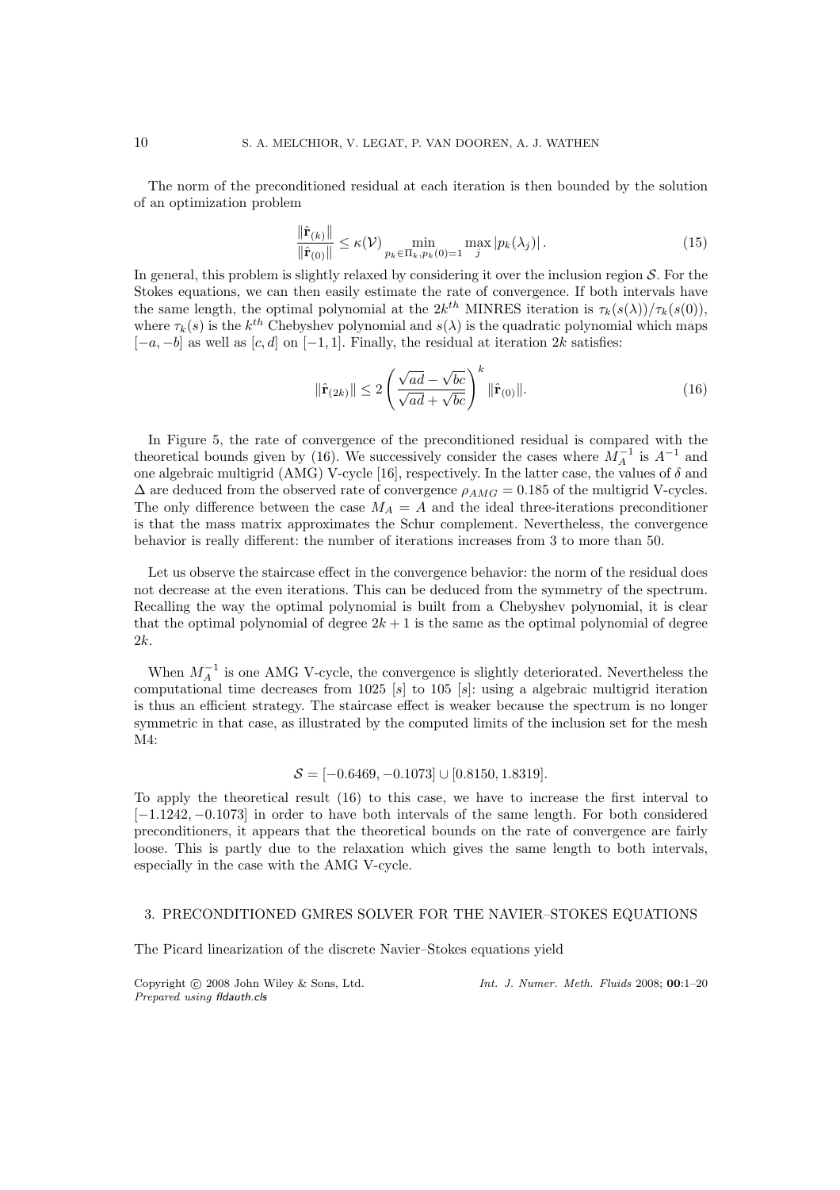The norm of the preconditioned residual at each iteration is then bounded by the solution of an optimization problem

$$\frac{\|\hat{\mathbf{r}}_{(k)}\|}{\|\hat{\mathbf{r}}_{(0)}\|} \leq \kappa(\mathcal{V}) \min_{p_k \in \Pi_k, p_k(0)=1} \max_j |p_k(\lambda_j)| \,. \tag{15}$$

In general, this problem is slightly relaxed by considering it over the inclusion region $\mathcal{S}$. For the Stokes equations, we can then easily estimate the rate of convergence. If both intervals have the same length, the optimal polynomial at the $2k^{th}$ MINRES iteration is $\tau_k(s(\lambda))/\tau_k(s(0))$, where $\tau_k(s)$ is the $k^{th}$ Chebyshev polynomial and $s(\lambda)$ is the quadratic polynomial which maps $[-a,-b]$ as well as $[c,d]$ on $[-1,1]$. Finally, the residual at iteration $2k$ satisfies:

$$\|\hat{\mathbf{r}}_{(2k)}\| \leq 2 \left( \frac{\sqrt{ad} - \sqrt{bc}}{\sqrt{ad} + \sqrt{bc}} \right)^k \|\hat{\mathbf{r}}_{(0)}\|. \tag{16}$$

In Figure 5, the rate of convergence of the preconditioned residual is compared with the theoretical bounds given by (16). We successively consider the cases where $M_A^{-1}$ is $A^{-1}$ and one algebraic multigrid (AMG) V-cycle [16], respectively. In the latter case, the values of $\delta$ and $\Delta$ are deduced from the observed rate of convergence $\rho_{AMG} = 0.185$ of the multigrid V-cycles. The only difference between the case $M_A = A$ and the ideal three-iterations preconditioner is that the mass matrix approximates the Schur complement. Nevertheless, the convergence behavior is really different: the number of iterations increases from 3 to more than 50.

Let us observe the staircase effect in the convergence behavior: the norm of the residual does not decrease at the even iterations. This can be deduced from the symmetry of the spectrum. Recalling the way the optimal polynomial is built from a Chebyshev polynomial, it is clear that the optimal polynomial of degree $2k+1$ is the same as the optimal polynomial of degree $2k$.

When $M_A^{-1}$ is one AMG V-cycle, the convergence is slightly deteriorated. Nevertheless the computational time decreases from 1025 $[s]$ to 105 $[s]$: using a algebraic multigrid iteration is thus an efficient strategy. The staircase effect is weaker because the spectrum is no longer symmetric in that case, as illustrated by the computed limits of the inclusion set for the mesh M4:

$$\mathcal{S} = [-0.6469, -0.1073] \cup [0.8150, 1.8319].$$

To apply the theoretical result (16) to this case, we have to increase the first interval to $[-1.1242, -0.1073]$ in order to have both intervals of the same length. For both considered preconditioners, it appears that the theoretical bounds on the rate of convergence are fairly loose. This is partly due to the relaxation which gives the same length to both intervals, especially in the case with the AMG V-cycle.

## 3. PRECONDITIONED GMRES SOLVER FOR THE NAVIER–STOKES EQUATIONS

The Picard linearization of the discrete Navier–Stokes equations yield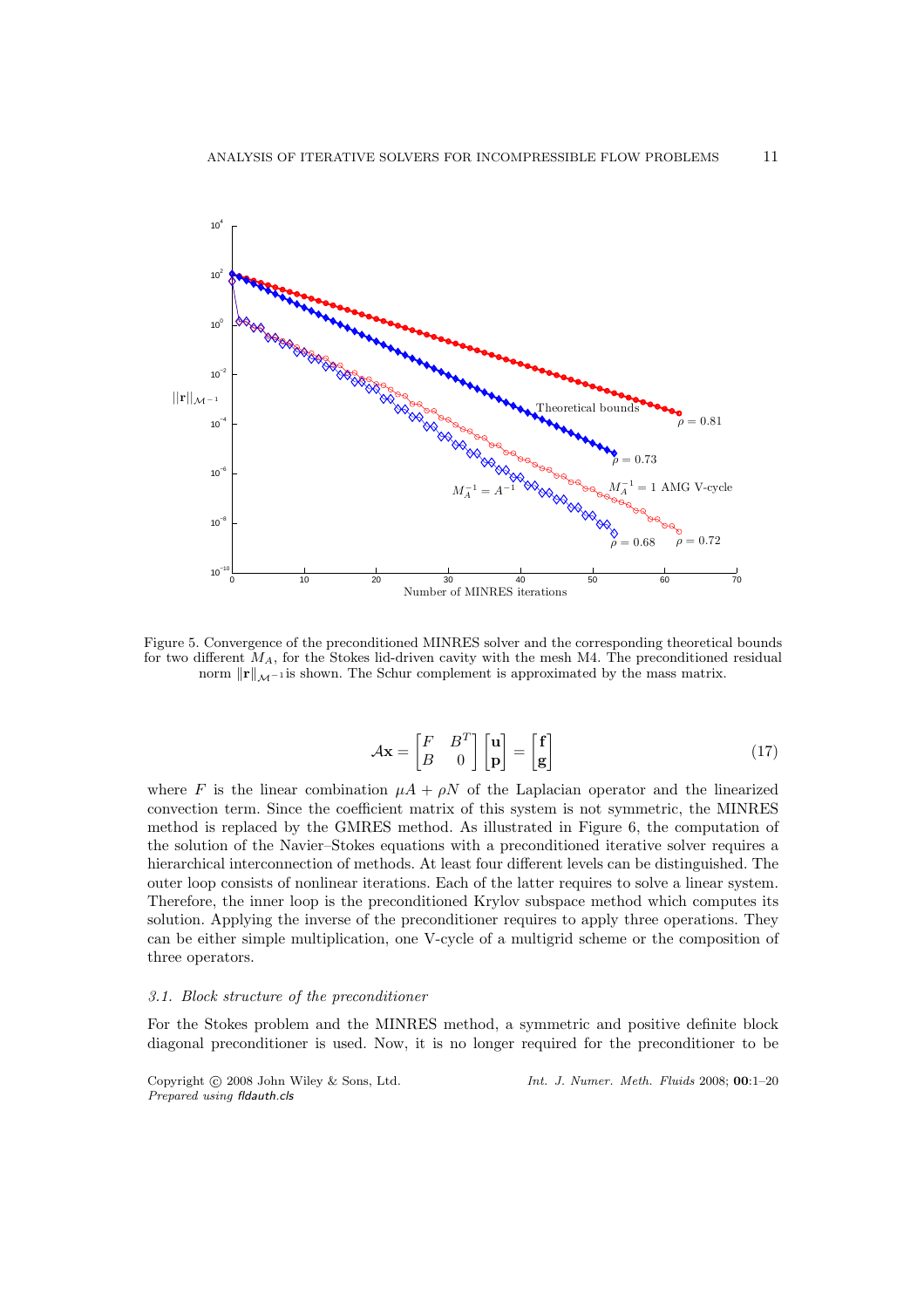Figure 5. Convergence of the preconditioned MINRES solver and the corresponding theoretical bounds for two different $M_A$, for the Stokes lid-driven cavity with the mesh M4. The preconditioned residual norm $\|\mathbf{r}\|_{\mathcal{M}^{-1}}$is shown. The Schur complement is approximated by the mass matrix.

$$\mathcal{A}\mathbf{x} = \begin{bmatrix} F & B^T \\ B & 0 \end{bmatrix} \begin{bmatrix} \mathbf{u} \\ \mathbf{p} \end{bmatrix} = \begin{bmatrix} \mathbf{f} \\ \mathbf{g} \end{bmatrix} \tag{17}$$

where $F$ is the linear combination $\mu A + \rho N$ of the Laplacian operator and the linearized convection term. Since the coefficient matrix of this system is not symmetric, the MINRES method is replaced by the GMRES method. As illustrated in Figure 6, the computation of the solution of the Navier–Stokes equations with a preconditioned iterative solver requires a hierarchical interconnection of methods. At least four different levels can be distinguished. The outer loop consists of nonlinear iterations. Each of the latter requires to solve a linear system. Therefore, the inner loop is the preconditioned Krylov subspace method which computes its solution. Applying the inverse of the preconditioner requires to apply three operations. They can be either simple multiplication, one V-cycle of a multigrid scheme or the composition of three operators.

### *3.1. Block structure of the preconditioner*

For the Stokes problem and the MINRES method, a symmetric and positive definite block diagonal preconditioner is used. Now, it is no longer required for the preconditioner to be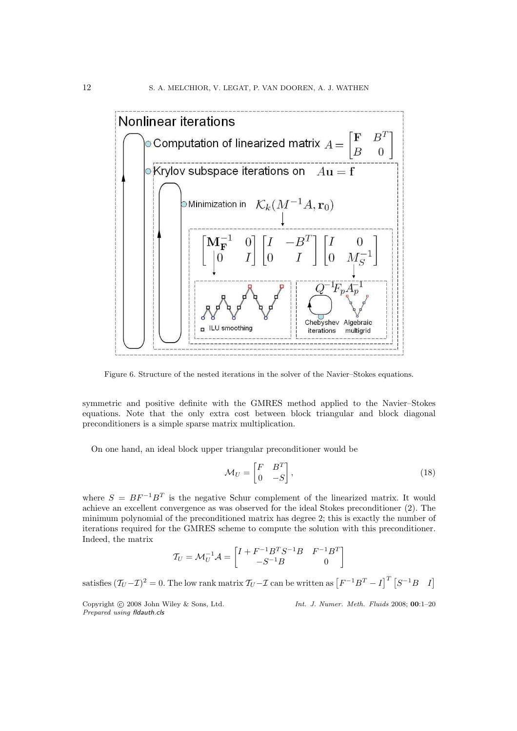Figure 6. Structure of the nested iterations in the solver of the Navier–Stokes equations.

symmetric and positive definite with the GMRES method applied to the Navier–Stokes equations. Note that the only extra cost between block triangular and block diagonal preconditioners is a simple sparse matrix multiplication.

On one hand, an ideal block upper triangular preconditioner would be

$$\mathcal{M}_U = \begin{bmatrix} F & B^T \\ 0 & -S \end{bmatrix}, \tag{18}$$

where $S = BF^{-1}B^T$ is the negative Schur complement of the linearized matrix. It would achieve an excellent convergence as was observed for the ideal Stokes preconditioner (2). The minimum polynomial of the preconditioned matrix has degree 2; this is exactly the number of iterations required for the GMRES scheme to compute the solution with this preconditioner. Indeed, the matrix

$$\mathcal{T}_U = \mathcal{M}_U^{-1}\mathcal{A} = \begin{bmatrix} I + F^{-1}B^T S^{-1}B & F^{-1}B^T \\ -S^{-1}B & 0 \end{bmatrix}$$

satisfies $(\mathcal{T}_U - \mathcal{I})^2 = 0$. The low rank matrix $\mathcal{T}_U - \mathcal{I}$ can be written as $\begin{bmatrix} F^{-1}B^T & -I \end{bmatrix}^T \begin{bmatrix} S^{-1}B & I \end{bmatrix}$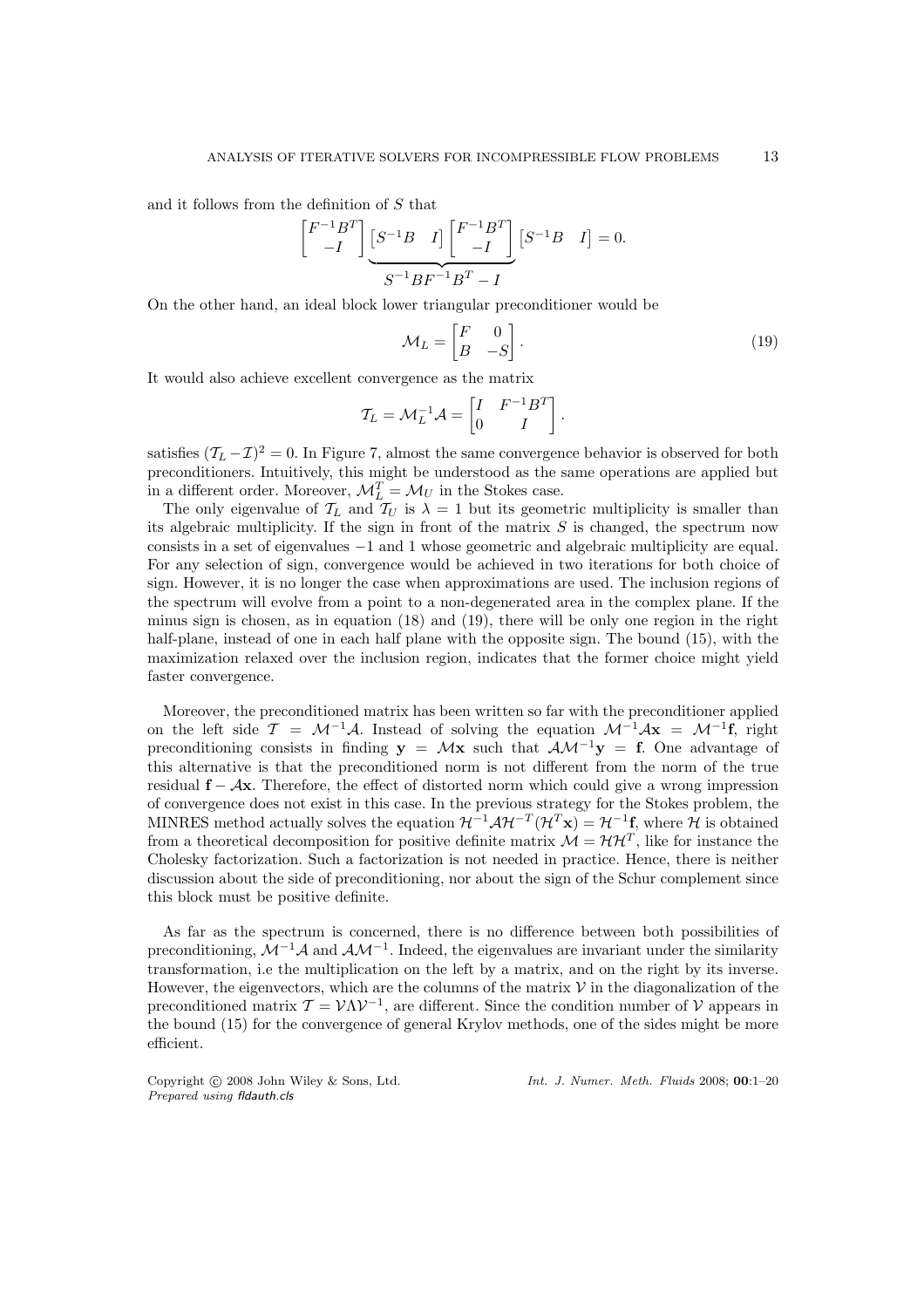and it follows from the definition of $S$ that

$$\begin{bmatrix} F^{-1}B^T \\ -I \end{bmatrix} \underbrace{\begin{bmatrix} S^{-1}B & I \end{bmatrix} \begin{bmatrix} F^{-1}B^T \\ -I \end{bmatrix}}_{S^{-1}BF^{-1}B^T - I} \begin{bmatrix} S^{-1}B & I \end{bmatrix} = 0.$$

On the other hand, an ideal block lower triangular preconditioner would be

$$\mathcal{M}_L = \begin{bmatrix} F & 0 \\ B & -S \end{bmatrix}. \tag{19}$$

It would also achieve excellent convergence as the matrix

$$\mathcal{T}_L = \mathcal{M}_L^{-1}\mathcal{A} = \begin{bmatrix} I & F^{-1}B^T \\ 0 & I \end{bmatrix}.$$

satisfies $(\mathcal{T}_L - \mathcal{I})^2 = 0$. In Figure 7, almost the same convergence behavior is observed for both preconditioners. Intuitively, this might be understood as the same operations are applied but in a different order. Moreover, $\mathcal{M}_L^T = \mathcal{M}_U$ in the Stokes case.

The only eigenvalue of $\mathcal{T}_L$ and $\mathcal{T}_U$ is $\lambda = 1$ but its geometric multiplicity is smaller than its algebraic multiplicity. If the sign in front of the matrix $S$ is changed, the spectrum now consists in a set of eigenvalues $-1$ and 1 whose geometric and algebraic multiplicity are equal. For any selection of sign, convergence would be achieved in two iterations for both choice of sign. However, it is no longer the case when approximations are used. The inclusion regions of the spectrum will evolve from a point to a non-degenerated area in the complex plane. If the minus sign is chosen, as in equation (18) and (19), there will be only one region in the right half-plane, instead of one in each half plane with the opposite sign. The bound (15), with the maximization relaxed over the inclusion region, indicates that the former choice might yield faster convergence.

Moreover, the preconditioned matrix has been written so far with the preconditioner applied on the left side $\mathcal{T} = \mathcal{M}^{-1}\mathcal{A}$. Instead of solving the equation $\mathcal{M}^{-1}\mathcal{A}\mathbf{x} = \mathcal{M}^{-1}\mathbf{f}$, right preconditioning consists in finding $\mathbf{y} = \mathcal{M}\mathbf{x}$ such that $\mathcal{A}\mathcal{M}^{-1}\mathbf{y} = \mathbf{f}$. One advantage of this alternative is that the preconditioned norm is not different from the norm of the true residual $\mathbf{f} - \mathcal{A}\mathbf{x}$. Therefore, the effect of distorted norm which could give a wrong impression of convergence does not exist in this case. In the previous strategy for the Stokes problem, the MINRES method actually solves the equation $\mathcal{H}^{-1}\mathcal{A}\mathcal{H}^{-T}(\mathcal{H}^T\mathbf{x}) = \mathcal{H}^{-1}\mathbf{f}$, where $\mathcal{H}$ is obtained from a theoretical decomposition for positive definite matrix $\mathcal{M} = \mathcal{H}\mathcal{H}^T$, like for instance the Cholesky factorization. Such a factorization is not needed in practice. Hence, there is neither discussion about the side of preconditioning, nor about the sign of the Schur complement since this block must be positive definite.

As far as the spectrum is concerned, there is no difference between both possibilities of preconditioning, $\mathcal{M}^{-1}\mathcal{A}$ and $\mathcal{A}\mathcal{M}^{-1}$. Indeed, the eigenvalues are invariant under the similarity transformation, i.e the multiplication on the left by a matrix, and on the right by its inverse. However, the eigenvectors, which are the columns of the matrix $\mathcal{V}$ in the diagonalization of the preconditioned matrix $\mathcal{T} = \mathcal{V}\Lambda\mathcal{V}^{-1}$, are different. Since the condition number of $\mathcal{V}$ appears in the bound (15) for the convergence of general Krylov methods, one of the sides might be more efficient.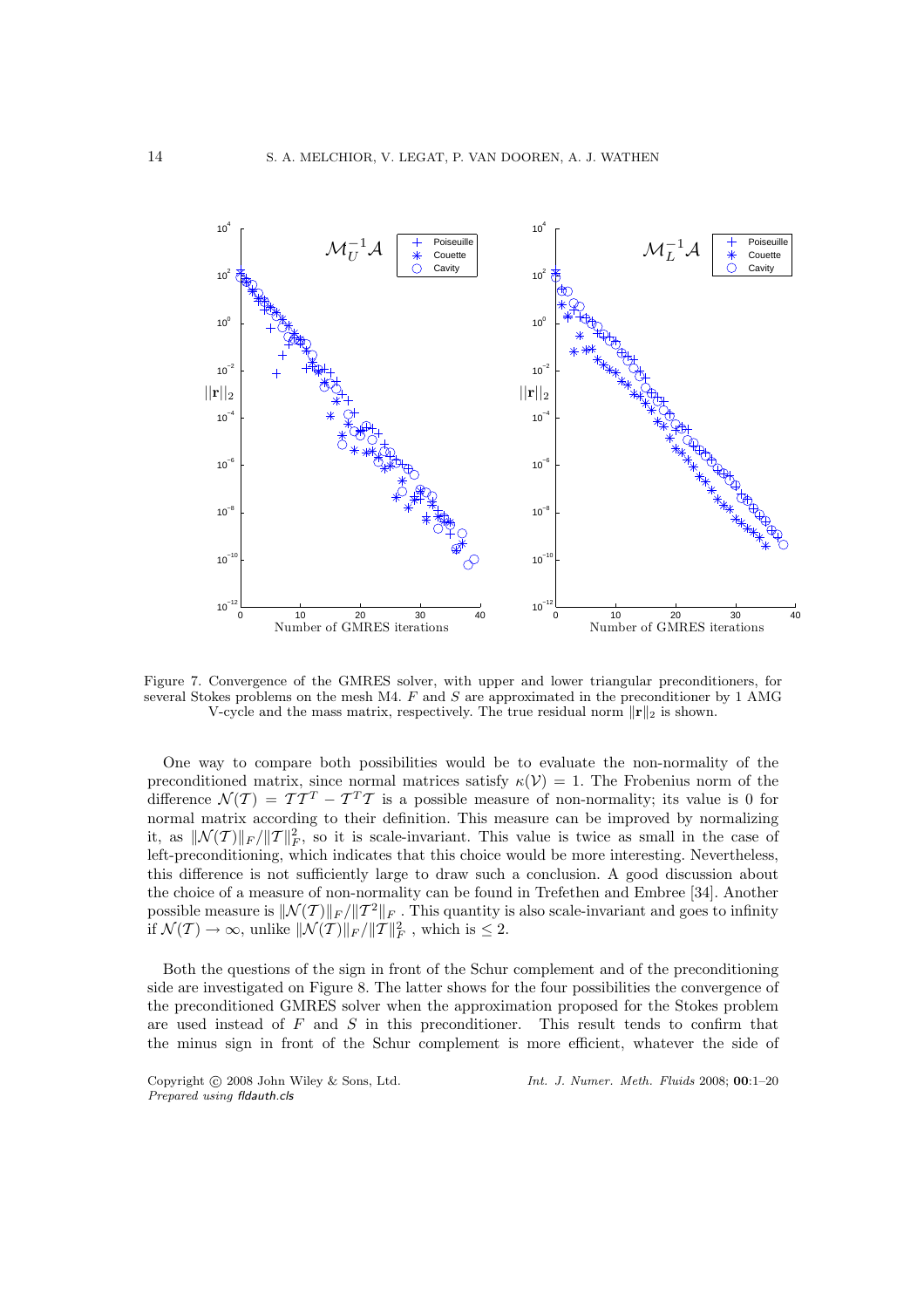Figure 7. Convergence of the GMRES solver, with upper and lower triangular preconditioners, for several Stokes problems on the mesh M4. $F$ and $S$ are approximated in the preconditioner by 1 AMG V-cycle and the mass matrix, respectively. The true residual norm $\|\mathbf{r}\|_2$ is shown.

One way to compare both possibilities would be to evaluate the non-normality of the preconditioned matrix, since normal matrices satisfy $\kappa(\mathcal{V}) = 1$. The Frobenius norm of the difference $\mathcal{N}(\mathcal{T}) = \mathcal{T}\mathcal{T}^T - \mathcal{T}^T\mathcal{T}$ is a possible measure of non-normality; its value is 0 for normal matrix according to their definition. This measure can be improved by normalizing it, as $\|\mathcal{N}(\mathcal{T})\|_F/\|\mathcal{T}\|_F^2$, so it is scale-invariant. This value is twice as small in the case of left-preconditioning, which indicates that this choice would be more interesting. Nevertheless, this difference is not sufficiently large to draw such a conclusion. A good discussion about the choice of a measure of non-normality can be found in Trefethen and Embree [34]. Another possible measure is $\|\mathcal{N}(\mathcal{T})\|_F/\|\mathcal{T}^2\|_F$ . This quantity is also scale-invariant and goes to infinity if $\mathcal{N}(\mathcal{T}) \to \infty$, unlike $\|\mathcal{N}(\mathcal{T})\|_F/\|\mathcal{T}\|_F^2$ , which is $\leq 2$.

Both the questions of the sign in front of the Schur complement and of the preconditioning side are investigated on Figure 8. The latter shows for the four possibilities the convergence of the preconditioned GMRES solver when the approximation proposed for the Stokes problem are used instead of $F$ and $S$ in this preconditioner. This result tends to confirm that the minus sign in front of the Schur complement is more efficient, whatever the side of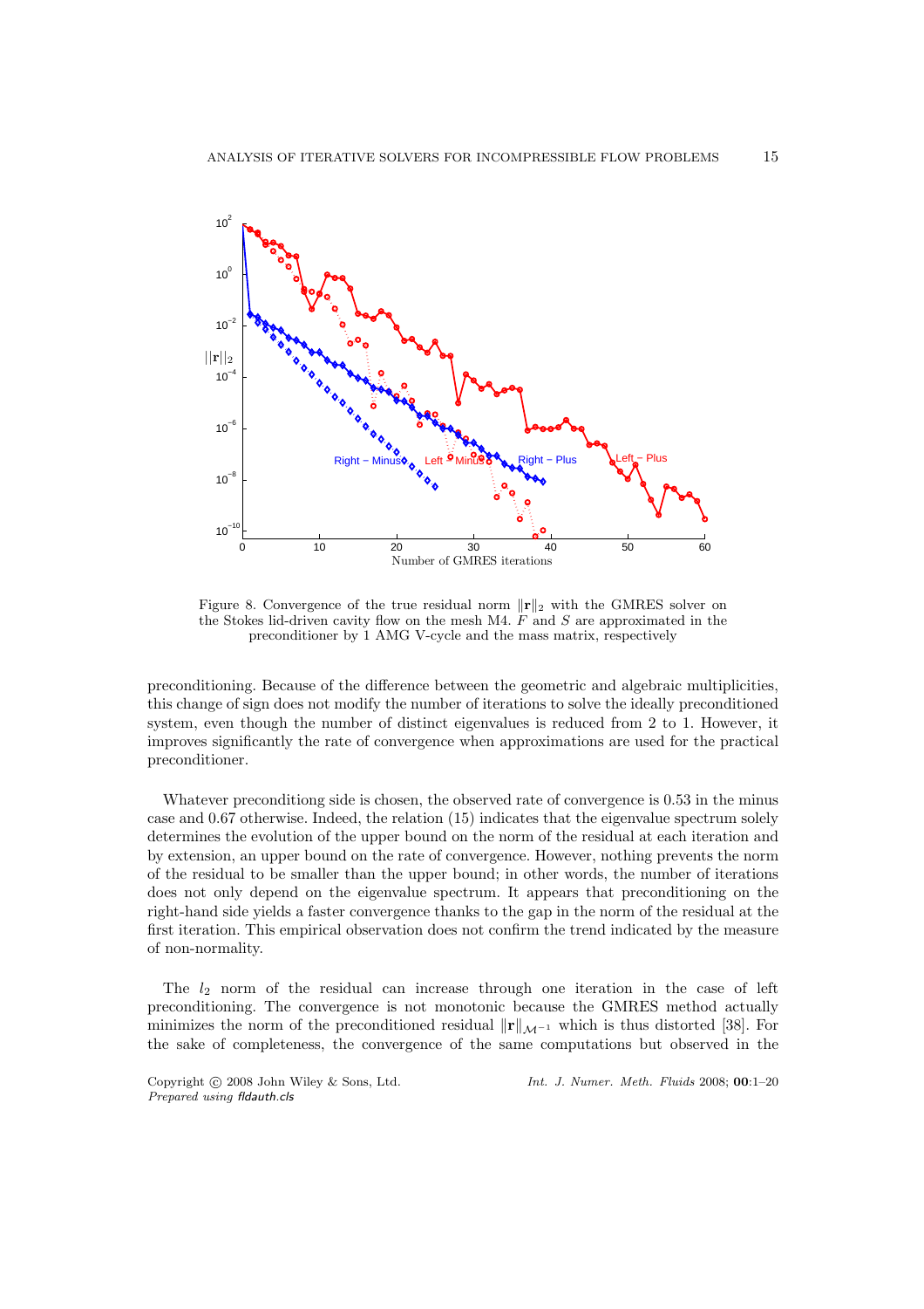Figure 8. Convergence of the true residual norm $\|\mathbf{r}\|_2$ with the GMRES solver on the Stokes lid-driven cavity flow on the mesh M4. $F$ and $S$ are approximated in the preconditioner by 1 AMG V-cycle and the mass matrix, respectively

preconditioning. Because of the difference between the geometric and algebraic multiplicities, this change of sign does not modify the number of iterations to solve the ideally preconditioned system, even though the number of distinct eigenvalues is reduced from 2 to 1. However, it improves significantly the rate of convergence when approximations are used for the practical preconditioner.

Whatever preconditiong side is chosen, the observed rate of convergence is 0.53 in the minus case and 0.67 otherwise. Indeed, the relation (15) indicates that the eigenvalue spectrum solely determines the evolution of the upper bound on the norm of the residual at each iteration and by extension, an upper bound on the rate of convergence. However, nothing prevents the norm of the residual to be smaller than the upper bound; in other words, the number of iterations does not only depend on the eigenvalue spectrum. It appears that preconditioning on the right-hand side yields a faster convergence thanks to the gap in the norm of the residual at the first iteration. This empirical observation does not confirm the trend indicated by the measure of non-normality.

The $l_2$ norm of the residual can increase through one iteration in the case of left preconditioning. The convergence is not monotonic because the GMRES method actually minimizes the norm of the preconditioned residual $\|\mathbf{r}\|_{\mathcal{M}^{-1}}$ which is thus distorted [38]. For the sake of completeness, the convergence of the same computations but observed in the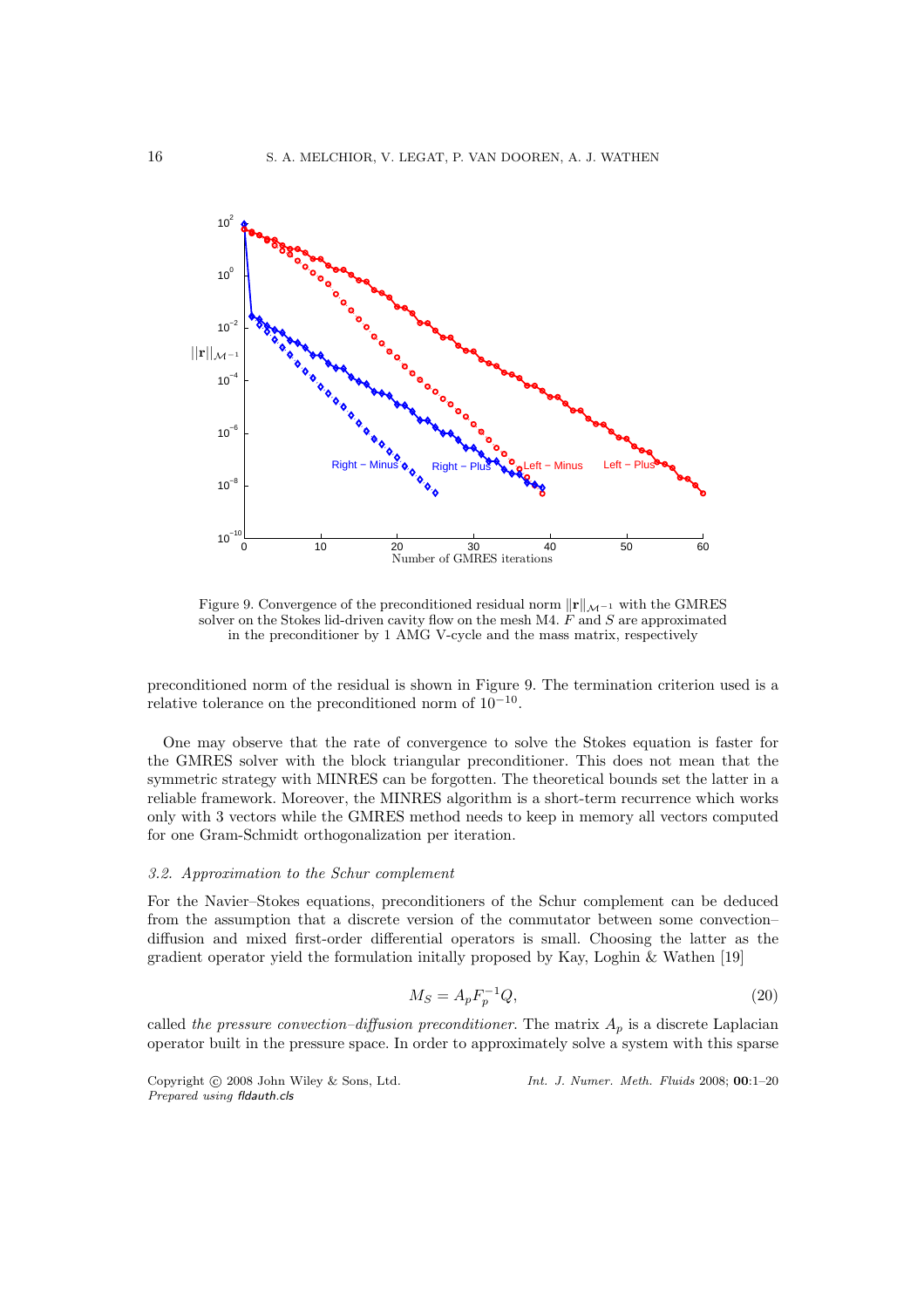Figure 9. Convergence of the preconditioned residual norm $\|\mathbf{r}\|_{\mathcal{M}^{-1}}$ with the GMRES solver on the Stokes lid-driven cavity flow on the mesh M4. $F$ and $S$ are approximated in the preconditioner by 1 AMG V-cycle and the mass matrix, respectively

preconditioned norm of the residual is shown in Figure 9. The termination criterion used is a relative tolerance on the preconditioned norm of $10^{-10}$.

One may observe that the rate of convergence to solve the Stokes equation is faster for the GMRES solver with the block triangular preconditioner. This does not mean that the symmetric strategy with MINRES can be forgotten. The theoretical bounds set the latter in a reliable framework. Moreover, the MINRES algorithm is a short-term recurrence which works only with 3 vectors while the GMRES method needs to keep in memory all vectors computed for one Gram-Schmidt orthogonalization per iteration.

### *3.2. Approximation to the Schur complement*

For the Navier–Stokes equations, preconditioners of the Schur complement can be deduced from the assumption that a discrete version of the commutator between some convection–diffusion and mixed first-order differential operators is small. Choosing the latter as the gradient operator yield the formulation initally proposed by Kay, Loghin & Wathen [19]

$$M_S = A_p F_p^{-1} Q, \tag{20}$$

called *the pressure convection–diffusion preconditioner*. The matrix $A_p$ is a discrete Laplacian operator built in the pressure space. In order to approximately solve a system with this sparse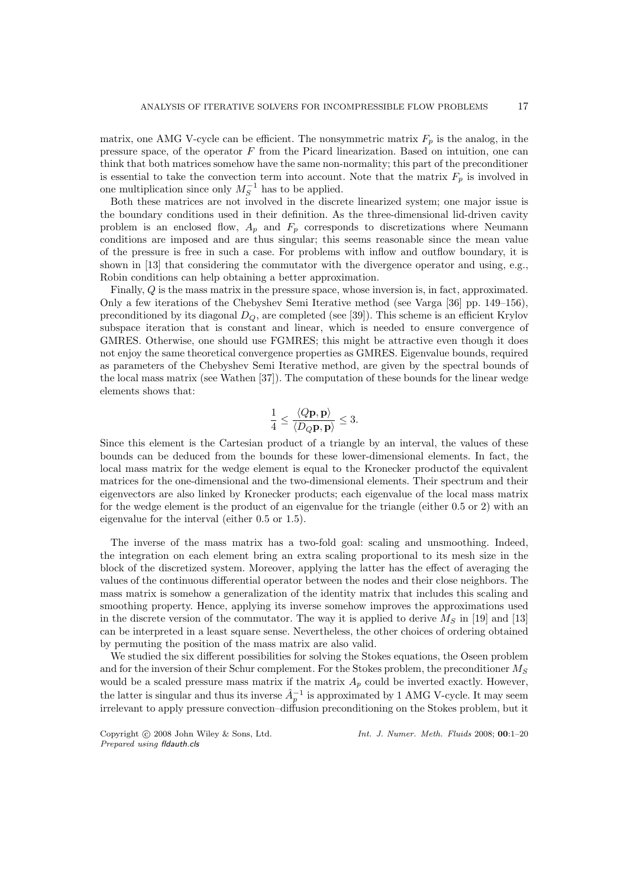matrix, one AMG V-cycle can be efficient. The nonsymmetric matrix $F_p$ is the analog, in the pressure space, of the operator $F$ from the Picard linearization. Based on intuition, one can think that both matrices somehow have the same non-normality; this part of the preconditioner is essential to take the convection term into account. Note that the matrix $F_p$ is involved in one multiplication since only $M_S^{-1}$ has to be applied.

Both these matrices are not involved in the discrete linearized system; one major issue is the boundary conditions used in their definition. As the three-dimensional lid-driven cavity problem is an enclosed flow, $A_p$ and $F_p$ corresponds to discretizations where Neumann conditions are imposed and are thus singular; this seems reasonable since the mean value of the pressure is free in such a case. For problems with inflow and outflow boundary, it is shown in [13] that considering the commutator with the divergence operator and using, e.g., Robin conditions can help obtaining a better approximation.

Finally, $Q$ is the mass matrix in the pressure space, whose inversion is, in fact, approximated. Only a few iterations of the Chebyshev Semi Iterative method (see Varga [36] pp. 149–156), preconditioned by its diagonal $D_Q$, are completed (see [39]). This scheme is an efficient Krylov subspace iteration that is constant and linear, which is needed to ensure convergence of GMRES. Otherwise, one should use FGMRES; this might be attractive even though it does not enjoy the same theoretical convergence properties as GMRES. Eigenvalue bounds, required as parameters of the Chebyshev Semi Iterative method, are given by the spectral bounds of the local mass matrix (see Wathen [37]). The computation of these bounds for the linear wedge elements shows that:

$$\frac{1}{4} \leq \frac{\langle Q\mathbf{p}, \mathbf{p}\rangle}{\langle D_Q\mathbf{p}, \mathbf{p}\rangle} \leq 3.$$

Since this element is the Cartesian product of a triangle by an interval, the values of these bounds can be deduced from the bounds for these lower-dimensional elements. In fact, the local mass matrix for the wedge element is equal to the Kronecker productof the equivalent matrices for the one-dimensional and the two-dimensional elements. Their spectrum and their eigenvectors are also linked by Kronecker products; each eigenvalue of the local mass matrix for the wedge element is the product of an eigenvalue for the triangle (either 0.5 or 2) with an eigenvalue for the interval (either 0.5 or 1.5).

The inverse of the mass matrix has a two-fold goal: scaling and unsmoothing. Indeed, the integration on each element bring an extra scaling proportional to its mesh size in the block of the discretized system. Moreover, applying the latter has the effect of averaging the values of the continuous differential operator between the nodes and their close neighbors. The mass matrix is somehow a generalization of the identity matrix that includes this scaling and smoothing property. Hence, applying its inverse somehow improves the approximations used in the discrete version of the commutator. The way it is applied to derive $M_S$ in [19] and [13] can be interpreted in a least square sense. Nevertheless, the other choices of ordering obtained by permuting the position of the mass matrix are also valid.

We studied the six different possibilities for solving the Stokes equations, the Oseen problem and for the inversion of their Schur complement. For the Stokes problem, the preconditioner $M_S$ would be a scaled pressure mass matrix if the matrix $A_p$ could be inverted exactly. However, the latter is singular and thus its inverse $\hat{A}_p^{-1}$ is approximated by 1 AMG V-cycle. It may seem irrelevant to apply pressure convection–diffusion preconditioning on the Stokes problem, but it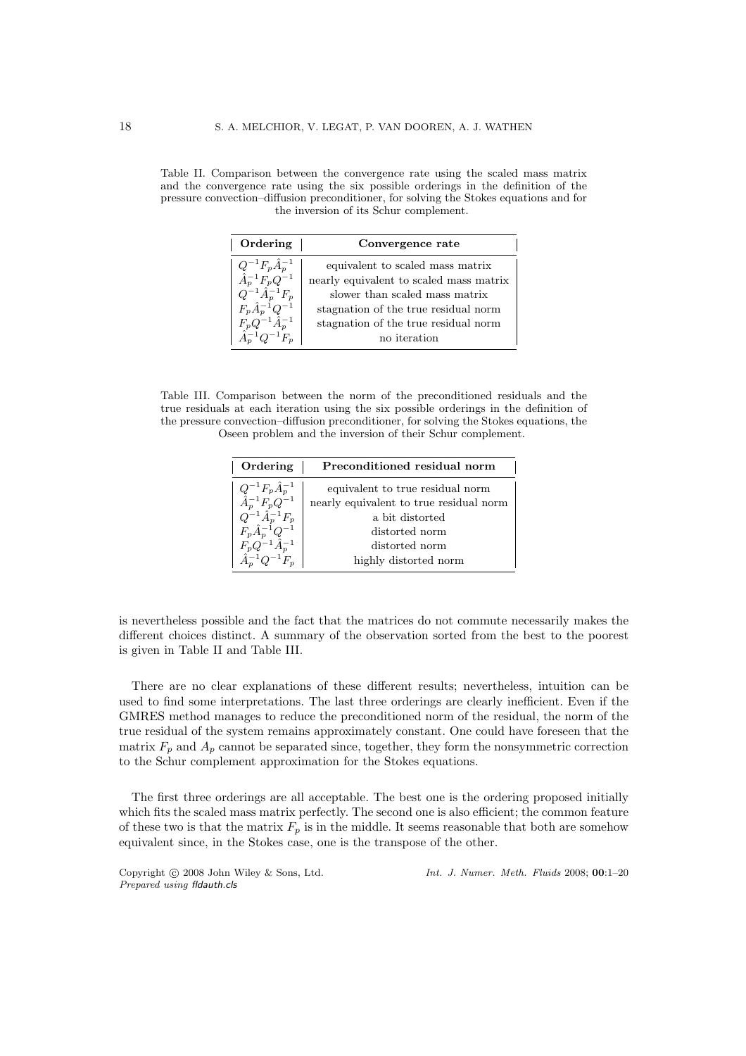Table II. Comparison between the convergence rate using the scaled mass matrix and the convergence rate using the six possible orderings in the definition of the pressure convection–diffusion preconditioner, for solving the Stokes equations and for the inversion of its Schur complement.

| **Ordering** | **Convergence rate** |
|---|---|
| $Q^{-1}F_p\hat{A}_p^{-1}$ | equivalent to scaled mass matrix |
| $\hat{A}_p^{-1}F_pQ^{-1}$ | nearly equivalent to scaled mass matrix |
| $Q^{-1}\hat{A}_p^{-1}F_p$ | slower than scaled mass matrix |
| $F_p\hat{A}_p^{-1}Q^{-1}$ | stagnation of the true residual norm |
| $F_pQ^{-1}\hat{A}_p^{-1}$ | stagnation of the true residual norm |
| $\hat{A}_p^{-1}Q^{-1}F_p$ | no iteration |

Table III. Comparison between the norm of the preconditioned residuals and the true residuals at each iteration using the six possible orderings in the definition of the pressure convection–diffusion preconditioner, for solving the Stokes equations, the Oseen problem and the inversion of their Schur complement.

| **Ordering** | **Preconditioned residual norm** |
|---|---|
| $Q^{-1}F_p\hat{A}_p^{-1}$ | equivalent to true residual norm |
| $\hat{A}_p^{-1}F_pQ^{-1}$ | nearly equivalent to true residual norm |
| $Q^{-1}\hat{A}_p^{-1}F_p$ | a bit distorted |
| $F_p\hat{A}_p^{-1}Q^{-1}$ | distorted norm |
| $F_pQ^{-1}\hat{A}_p^{-1}$ | distorted norm |
| $\hat{A}_p^{-1}Q^{-1}F_p$ | highly distorted norm |

is nevertheless possible and the fact that the matrices do not commute necessarily makes the different choices distinct. A summary of the observation sorted from the best to the poorest is given in Table II and Table III.

There are no clear explanations of these different results; nevertheless, intuition can be used to find some interpretations. The last three orderings are clearly inefficient. Even if the GMRES method manages to reduce the preconditioned norm of the residual, the norm of the true residual of the system remains approximately constant. One could have foreseen that the matrix $F_p$ and $A_p$ cannot be separated since, together, they form the nonsymmetric correction to the Schur complement approximation for the Stokes equations.

The first three orderings are all acceptable. The best one is the ordering proposed initially which fits the scaled mass matrix perfectly. The second one is also efficient; the common feature of these two is that the matrix $F_p$ is in the middle. It seems reasonable that both are somehow equivalent since, in the Stokes case, one is the transpose of the other.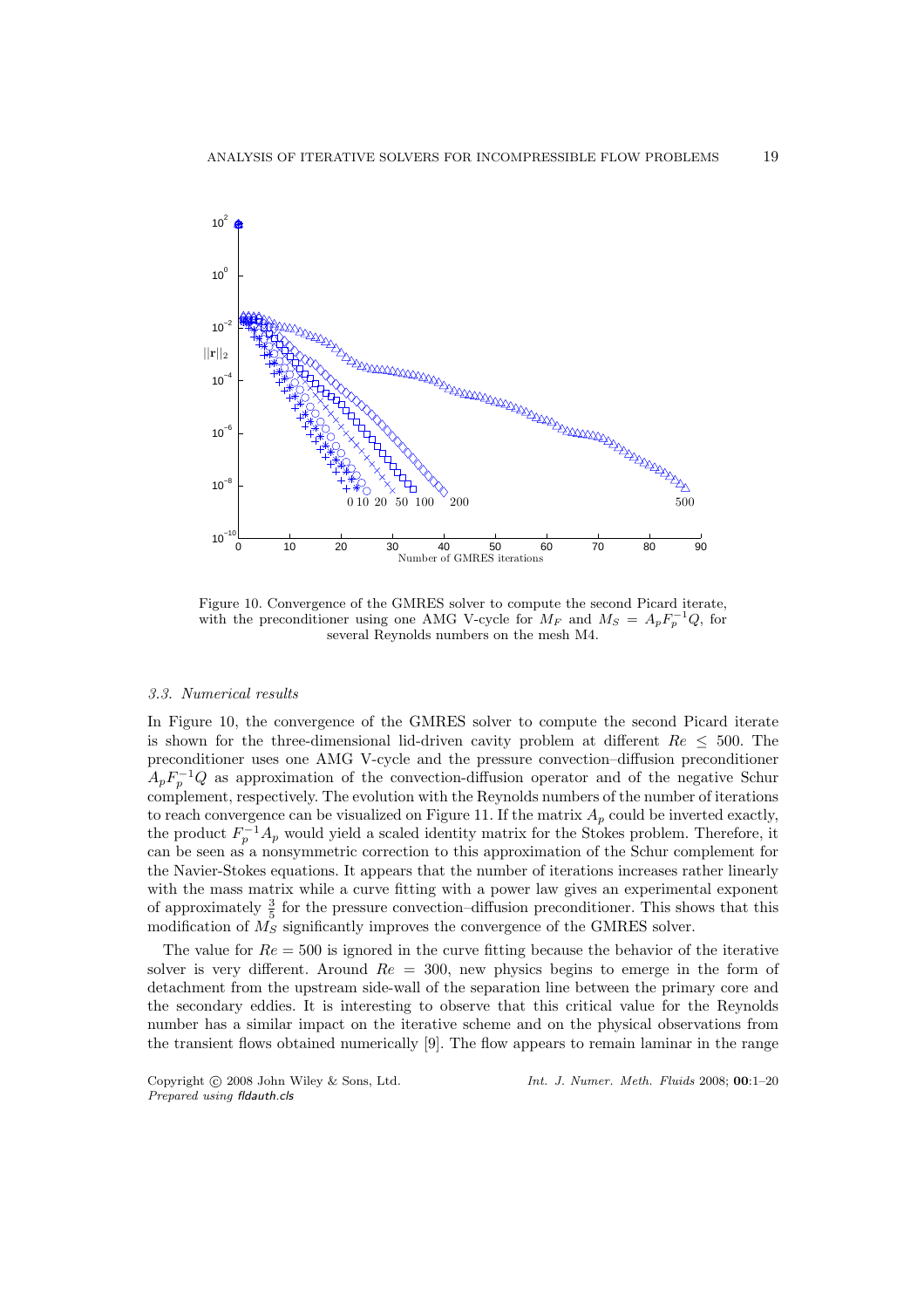Figure 10. Convergence of the GMRES solver to compute the second Picard iterate, with the preconditioner using one AMG V-cycle for $M_F$ and $M_S = A_p F_p^{-1} Q$, for several Reynolds numbers on the mesh M4.

### 3.3. Numerical results

In Figure 10, the convergence of the GMRES solver to compute the second Picard iterate is shown for the three-dimensional lid-driven cavity problem at different $Re \leq 500$. The preconditioner uses one AMG V-cycle and the pressure convection–diffusion preconditioner $A_p F_p^{-1} Q$ as approximation of the convection-diffusion operator and of the negative Schur complement, respectively. The evolution with the Reynolds numbers of the number of iterations to reach convergence can be visualized on Figure 11. If the matrix $A_p$ could be inverted exactly, the product $F_p^{-1} A_p$ would yield a scaled identity matrix for the Stokes problem. Therefore, it can be seen as a nonsymmetric correction to this approximation of the Schur complement for the Navier-Stokes equations. It appears that the number of iterations increases rather linearly with the mass matrix while a curve fitting with a power law gives an experimental exponent of approximately $\frac{3}{5}$ for the pressure convection–diffusion preconditioner. This shows that this modification of $M_S$ significantly improves the convergence of the GMRES solver.

The value for $Re = 500$ is ignored in the curve fitting because the behavior of the iterative solver is very different. Around $Re = 300$, new physics begins to emerge in the form of detachment from the upstream side-wall of the separation line between the primary core and the secondary eddies. It is interesting to observe that this critical value for the Reynolds number has a similar impact on the iterative scheme and on the physical observations from the transient flows obtained numerically [9]. The flow appears to remain laminar in the range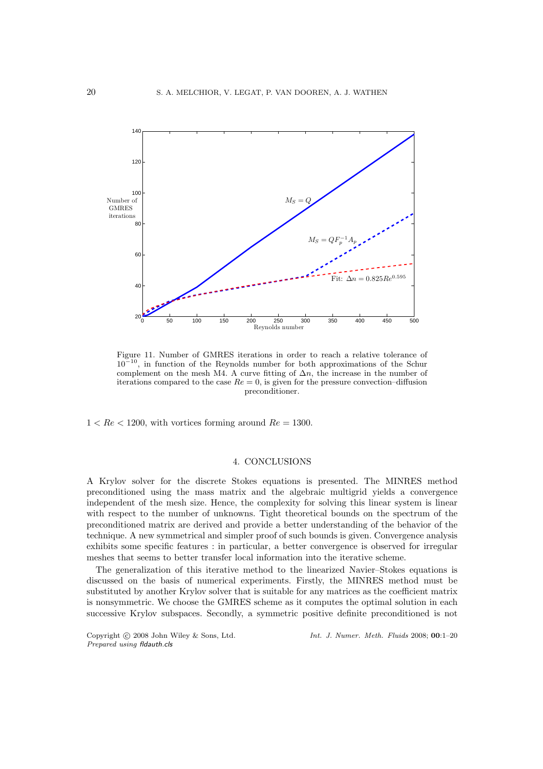Figure 11. Number of GMRES iterations in order to reach a relative tolerance of $10^{-10}$, in function of the Reynolds number for both approximations of the Schur complement on the mesh M4. A curve fitting of $\Delta n$, the increase in the number of iterations compared to the case $Re = 0$, is given for the pressure convection–diffusion preconditioner.

$1 < Re < 1200$, with vortices forming around $Re = 1300$.

## 4. CONCLUSIONS

A Krylov solver for the discrete Stokes equations is presented. The MINRES method preconditioned using the mass matrix and the algebraic multigrid yields a convergence independent of the mesh size. Hence, the complexity for solving this linear system is linear with respect to the number of unknowns. Tight theoretical bounds on the spectrum of the preconditioned matrix are derived and provide a better understanding of the behavior of the technique. A new symmetrical and simpler proof of such bounds is given. Convergence analysis exhibits some specific features : in particular, a better convergence is observed for irregular meshes that seems to better transfer local information into the iterative scheme.

The generalization of this iterative method to the linearized Navier–Stokes equations is discussed on the basis of numerical experiments. Firstly, the MINRES method must be substituted by another Krylov solver that is suitable for any matrices as the coefficient matrix is nonsymmetric. We choose the GMRES scheme as it computes the optimal solution in each successive Krylov subspaces. Secondly, a symmetric positive definite preconditioned is not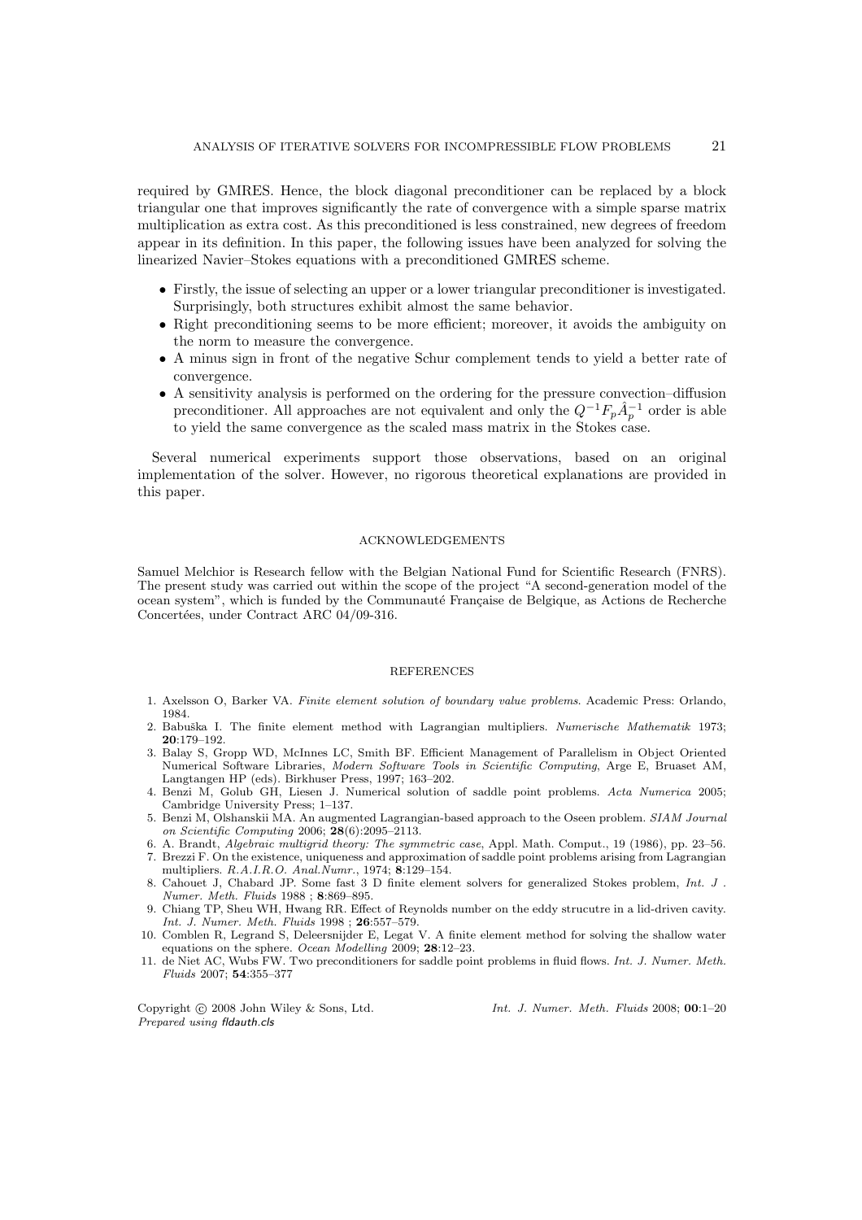required by GMRES. Hence, the block diagonal preconditioner can be replaced by a block triangular one that improves significantly the rate of convergence with a simple sparse matrix multiplication as extra cost. As this preconditioned is less constrained, new degrees of freedom appear in its definition. In this paper, the following issues have been analyzed for solving the linearized Navier–Stokes equations with a preconditioned GMRES scheme.

- Firstly, the issue of selecting an upper or a lower triangular preconditioner is investigated. Surprisingly, both structures exhibit almost the same behavior.
- Right preconditioning seems to be more efficient; moreover, it avoids the ambiguity on the norm to measure the convergence.
- A minus sign in front of the negative Schur complement tends to yield a better rate of convergence.
- A sensitivity analysis is performed on the ordering for the pressure convection–diffusion preconditioner. All approaches are not equivalent and only the $Q^{-1}F_p\hat{A}_p^{-1}$ order is able to yield the same convergence as the scaled mass matrix in the Stokes case.

Several numerical experiments support those observations, based on an original implementation of the solver. However, no rigorous theoretical explanations are provided in this paper.

## ACKNOWLEDGEMENTS

Samuel Melchior is Research fellow with the Belgian National Fund for Scientific Research (FNRS). The present study was carried out within the scope of the project "A second-generation model of the ocean system", which is funded by the Communauté Française de Belgique, as Actions de Recherche Concertées, under Contract ARC 04/09-316.

## REFERENCES

1. Axelsson O, Barker VA. *Finite element solution of boundary value problems*. Academic Press: Orlando, 1984.
2. Babuška I. The finite element method with Lagrangian multipliers. *Numerische Mathematik* 1973; **20**:179–192.
3. Balay S, Gropp WD, McInnes LC, Smith BF. Efficient Management of Parallelism in Object Oriented Numerical Software Libraries, *Modern Software Tools in Scientific Computing*, Arge E, Bruaset AM, Langtangen HP (eds). Birkhuser Press, 1997; 163–202.
4. Benzi M, Golub GH, Liesen J. Numerical solution of saddle point problems. *Acta Numerica* 2005; Cambridge University Press; 1–137.
5. Benzi M, Olshanskii MA. An augmented Lagrangian-based approach to the Oseen problem. *SIAM Journal on Scientific Computing* 2006; **28**(6):2095–2113.
6. A. Brandt, *Algebraic multigrid theory: The symmetric case*, Appl. Math. Comput., 19 (1986), pp. 23–56.
7. Brezzi F. On the existence, uniqueness and approximation of saddle point problems arising from Lagrangian multipliers. *R.A.I.R.O. Anal.Numr.*, 1974; **8**:129–154.
8. Cahouet J, Chabard JP. Some fast 3 D finite element solvers for generalized Stokes problem, *Int. J . Numer. Meth. Fluids* 1988 ; **8**:869–895.
9. Chiang TP, Sheu WH, Hwang RR. Effect of Reynolds number on the eddy strucutre in a lid-driven cavity. *Int. J. Numer. Meth. Fluids* 1998 ; **26**:557–579.
10. Comblen R, Legrand S, Deleersnijder E, Legat V. A finite element method for solving the shallow water equations on the sphere. *Ocean Modelling* 2009; **28**:12–23.
11. de Niet AC, Wubs FW. Two preconditioners for saddle point problems in fluid flows. *Int. J. Numer. Meth. Fluids* 2007; **54**:355–377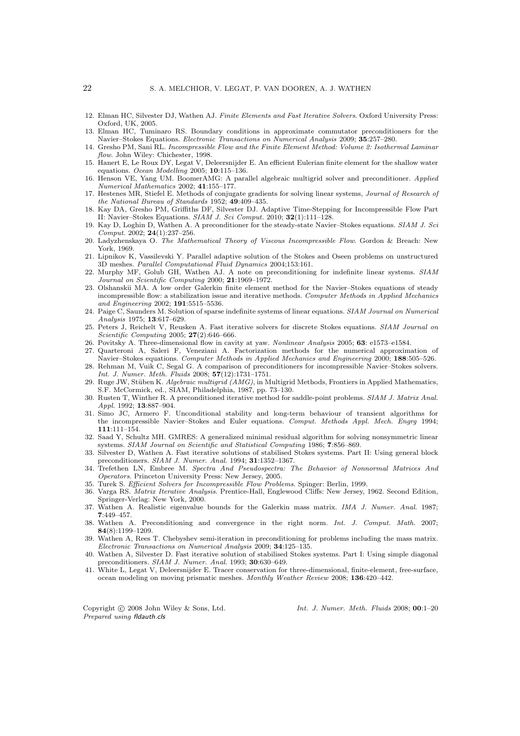12. Elman HC, Silvester DJ, Wathen AJ. *Finite Elements and Fast Iterative Solvers*. Oxford University Press: Oxford, UK, 2005.
13. Elman HC, Tuminaro RS. Boundary conditions in approximate commutator preconditioners for the Navier–Stokes Equations. *Electronic Transactions on Numerical Analysis* 2009; **35**:257–280.
14. Gresho PM, Sani RL. *Incompressible Flow and the Finite Element Method: Volume 2: Isothermal Laminar flow*. John Wiley: Chichester, 1998.
15. Hanert E, Le Roux DY, Legat V, Deleersnijder E. An efficient Eulerian finite element for the shallow water equations. *Ocean Modelling* 2005; **10**:115–136.
16. Henson VE, Yang UM. BoomerAMG: A parallel algebraic multigrid solver and preconditioner. *Applied Numerical Mathematics* 2002; **41**:155–177.
17. Hestenes MR, Stiefel E. Methods of conjugate gradients for solving linear systems, *Journal of Research of the National Bureau of Standards* 1952; **49**:409–435.
18. Kay DA, Gresho PM, Griffiths DF, Silvester DJ. Adaptive Time-Stepping for Incompressible Flow Part II: Navier–Stokes Equations. *SIAM J. Sci Comput.* 2010; **32**(1):111–128.
19. Kay D, Loghin D, Wathen A. A preconditioner for the steady-state Navier–Stokes equations. *SIAM J. Sci Comput.* 2002; **24**(1):237–256.
20. Ladyzhenskaya O. *The Mathematical Theory of Viscous Incompressible Flow*. Gordon & Breach: New York, 1969.
21. Lipnikov K, Vassilevski Y. Parallel adaptive solution of the Stokes and Oseen problems on unstructured 3D meshes. *Parallel Computational Fluid Dynamics* 2004;153:161.
22. Murphy MF, Golub GH, Wathen AJ. A note on preconditioning for indefinite linear systems. *SIAM Journal on Scientific Computing* 2000; **21**:1969–1972.
23. Olshanskii MA. A low order Galerkin finite element method for the Navier–Stokes equations of steady incompressible flow: a stabilization issue and iterative methods. *Computer Methods in Applied Mechanics and Engineering* 2002; **191**:5515–5536.
24. Paige C, Saunders M. Solution of sparse indefinite systems of linear equations. *SIAM Journal on Numerical Analysis* 1975; **13**:617–629.
25. Peters J, Reichelt V, Reusken A. Fast iterative solvers for discrete Stokes equations. *SIAM Journal on Scientific Computing* 2005; **27**(2):646–666.
26. Povitsky A. Three-dimensional flow in cavity at yaw. *Nonlinear Analysis* 2005; **63**: e1573–e1584.
27. Quarteroni A, Saleri F, Veneziani A. Factorization methods for the numerical approximation of Navier–Stokes equations. *Computer Methods in Applied Mechanics and Engineering* 2000; **188**:505–526.
28. Rehman M, Vuik C, Segal G. A comparison of preconditioners for incompressible Navier–Stokes solvers. *Int. J. Numer. Meth. Fluids* 2008; **57**(12):1731–1751.
29. Ruge JW, Stüben K. *Algebraic multigrid (AMG)*, in Multigrid Methods, Frontiers in Applied Mathematics, S.F. McCormick, ed., SIAM, Philadelphia, 1987, pp. 73–130.
30. Rusten T, Winther R. A preconditioned iterative method for saddle-point problems. *SIAM J. Matrix Anal. Appl.* 1992; **13**:887–904.
31. Simo JC, Armero F. Unconditional stability and long-term behaviour of transient algorithms for the incompressible Navier–Stokes and Euler equations. *Comput. Methods Appl. Mech. Engrg* 1994; **111**:111–154.
32. Saad Y, Schultz MH. GMRES: A generalized minimal residual algorithm for solving nonsymmetric linear systems. *SIAM Journal on Scientific and Statistical Computing* 1986; **7**:856–869.
33. Silvester D, Wathen A. Fast iterative solutions of stabilised Stokes systems. Part II: Using general block preconditioners. *SIAM J. Numer. Anal.* 1994; **31**:1352–1367.
34. Trefethen LN, Embree M. *Spectra And Pseudospectra: The Behavior of Nonnormal Matrices And Operators*. Princeton University Press: New Jersey, 2005.
35. Turek S. *Efficient Solvers for Incompressible Flow Problems*. Spinger: Berlin, 1999.
36. Varga RS. *Matrix Iterative Analysis*. Prentice-Hall, Englewood Cliffs: New Jersey, 1962. Second Edition, Springer-Verlag: New York, 2000.
37. Wathen A. Realistic eigenvalue bounds for the Galerkin mass matrix. *IMA J. Numer. Anal.* 1987; **7**:449–457.
38. Wathen A. Preconditioning and convergence in the right norm. *Int. J. Comput. Math.* 2007; **84**(8):1199–1209.
39. Wathen A, Rees T. Chebyshev semi-iteration in preconditioning for problems including the mass matrix. *Electronic Transactions on Numerical Analysis* 2009; **34**:125–135.
40. Wathen A, Silvester D. Fast iterative solution of stabilised Stokes systems. Part I: Using simple diagonal preconditioners. *SIAM J. Numer. Anal.* 1993; **30**:630–649.
41. White L, Legat V, Deleersnijder E. Tracer conservation for three-dimensional, finite-element, free-surface, ocean modeling on moving prismatic meshes. *Monthly Weather Review* 2008; **136**:420–442.